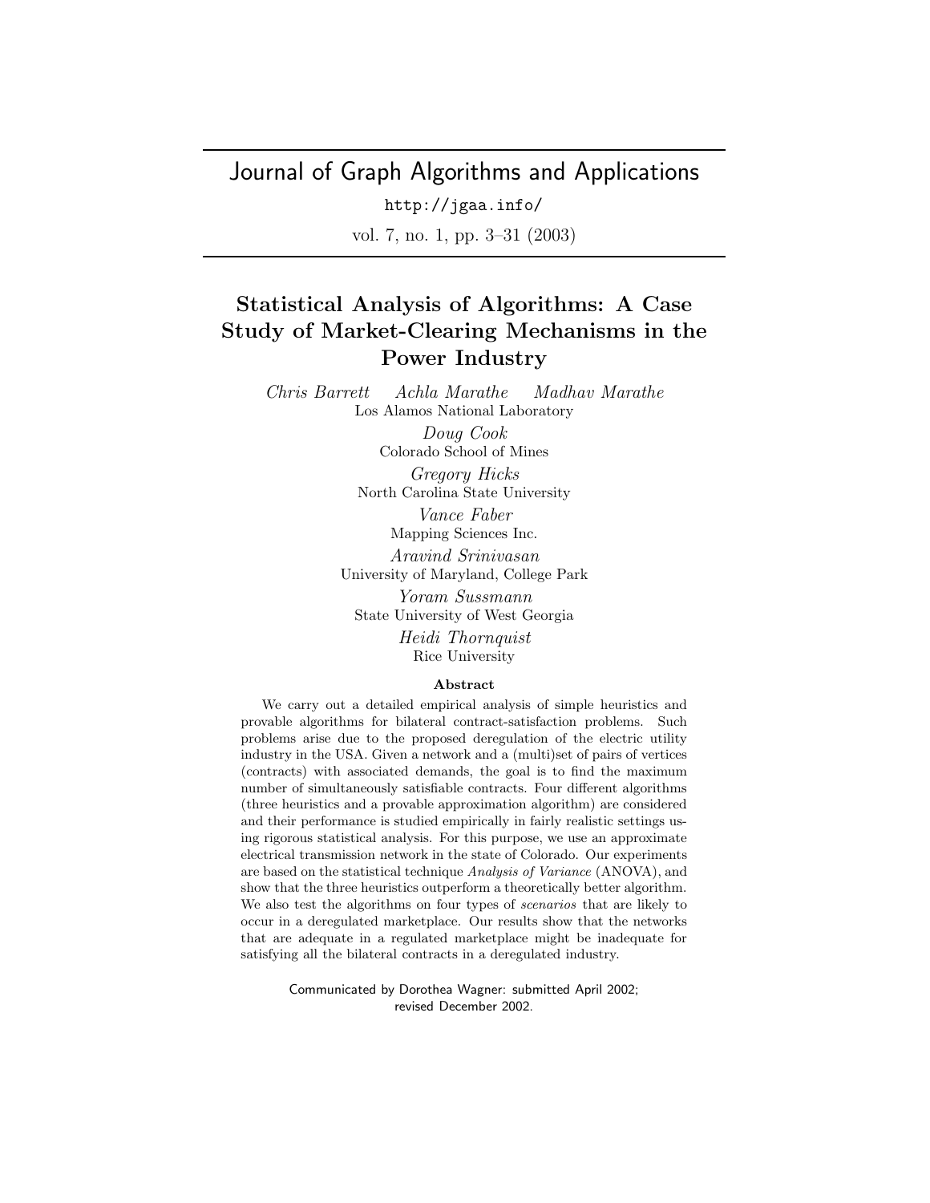Journal of Graph Algorithms and Applications

http://jgaa.info/

vol. 7, no. 1, pp. 3–31 (2003)

# Statistical Analysis of Algorithms: A Case Study of Market-Clearing Mechanisms in the Power Industry

*Chris Barrett* *Achla Marathe* *Madhav Marathe*
Los Alamos National Laboratory

*Doug Cook*
Colorado School of Mines

*Gregory Hicks*
North Carolina State University

*Vance Faber*
Mapping Sciences Inc.

*Aravind Srinivasan*
University of Maryland, College Park

*Yoram Sussmann*
State University of West Georgia

*Heidi Thornquist*
Rice University

**Abstract**

We carry out a detailed empirical analysis of simple heuristics and provable algorithms for bilateral contract-satisfaction problems. Such problems arise due to the proposed deregulation of the electric utility industry in the USA. Given a network and a (multi)set of pairs of vertices (contracts) with associated demands, the goal is to find the maximum number of simultaneously satisfiable contracts. Four different algorithms (three heuristics and a provable approximation algorithm) are considered and their performance is studied empirically in fairly realistic settings using rigorous statistical analysis. For this purpose, we use an approximate electrical transmission network in the state of Colorado. Our experiments are based on the statistical technique *Analysis of Variance* (ANOVA), and show that the three heuristics outperform a theoretically better algorithm. We also test the algorithms on four types of *scenarios* that are likely to occur in a deregulated marketplace. Our results show that the networks that are adequate in a regulated marketplace might be inadequate for satisfying all the bilateral contracts in a deregulated industry.

Communicated by Dorothea Wagner: submitted April 2002; revised December 2002.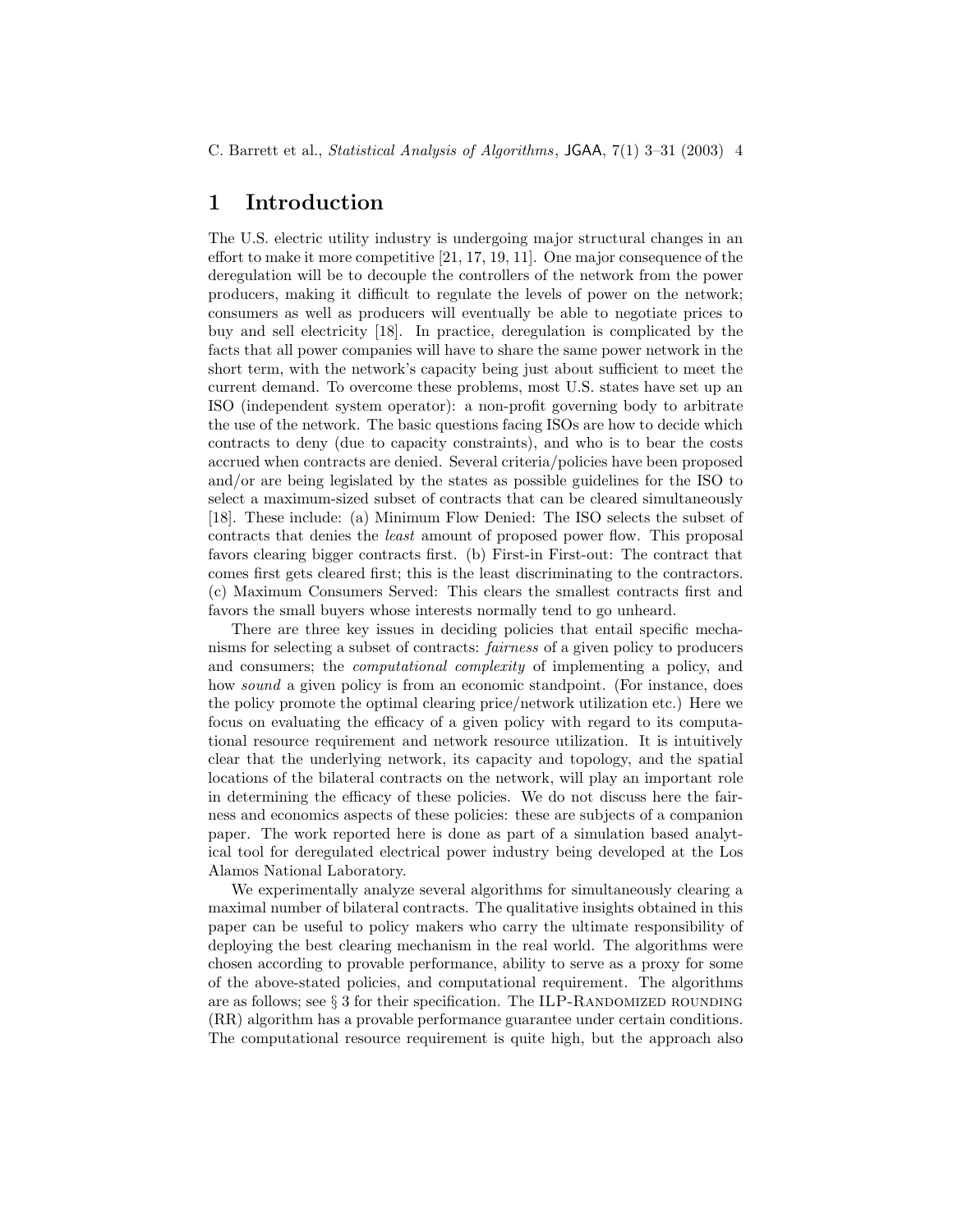# 1 Introduction

The U.S. electric utility industry is undergoing major structural changes in an effort to make it more competitive [21, 17, 19, 11]. One major consequence of the deregulation will be to decouple the controllers of the network from the power producers, making it difficult to regulate the levels of power on the network; consumers as well as producers will eventually be able to negotiate prices to buy and sell electricity [18]. In practice, deregulation is complicated by the facts that all power companies will have to share the same power network in the short term, with the network's capacity being just about sufficient to meet the current demand. To overcome these problems, most U.S. states have set up an ISO (independent system operator): a non-profit governing body to arbitrate the use of the network. The basic questions facing ISOs are how to decide which contracts to deny (due to capacity constraints), and who is to bear the costs accrued when contracts are denied. Several criteria/policies have been proposed and/or are being legislated by the states as possible guidelines for the ISO to select a maximum-sized subset of contracts that can be cleared simultaneously [18]. These include: (a) Minimum Flow Denied: The ISO selects the subset of contracts that denies the *least* amount of proposed power flow. This proposal favors clearing bigger contracts first. (b) First-in First-out: The contract that comes first gets cleared first; this is the least discriminating to the contractors. (c) Maximum Consumers Served: This clears the smallest contracts first and favors the small buyers whose interests normally tend to go unheard.

There are three key issues in deciding policies that entail specific mechanisms for selecting a subset of contracts: *fairness* of a given policy to producers and consumers; the *computational complexity* of implementing a policy, and how *sound* a given policy is from an economic standpoint. (For instance, does the policy promote the optimal clearing price/network utilization etc.) Here we focus on evaluating the efficacy of a given policy with regard to its computational resource requirement and network resource utilization. It is intuitively clear that the underlying network, its capacity and topology, and the spatial locations of the bilateral contracts on the network, will play an important role in determining the efficacy of these policies. We do not discuss here the fairness and economics aspects of these policies: these are subjects of a companion paper. The work reported here is done as part of a simulation based analytical tool for deregulated electrical power industry being developed at the Los Alamos National Laboratory.

We experimentally analyze several algorithms for simultaneously clearing a maximal number of bilateral contracts. The qualitative insights obtained in this paper can be useful to policy makers who carry the ultimate responsibility of deploying the best clearing mechanism in the real world. The algorithms were chosen according to provable performance, ability to serve as a proxy for some of the above-stated policies, and computational requirement. The algorithms are as follows; see § 3 for their specification. The ILP-Randomized rounding (RR) algorithm has a provable performance guarantee under certain conditions. The computational resource requirement is quite high, but the approach also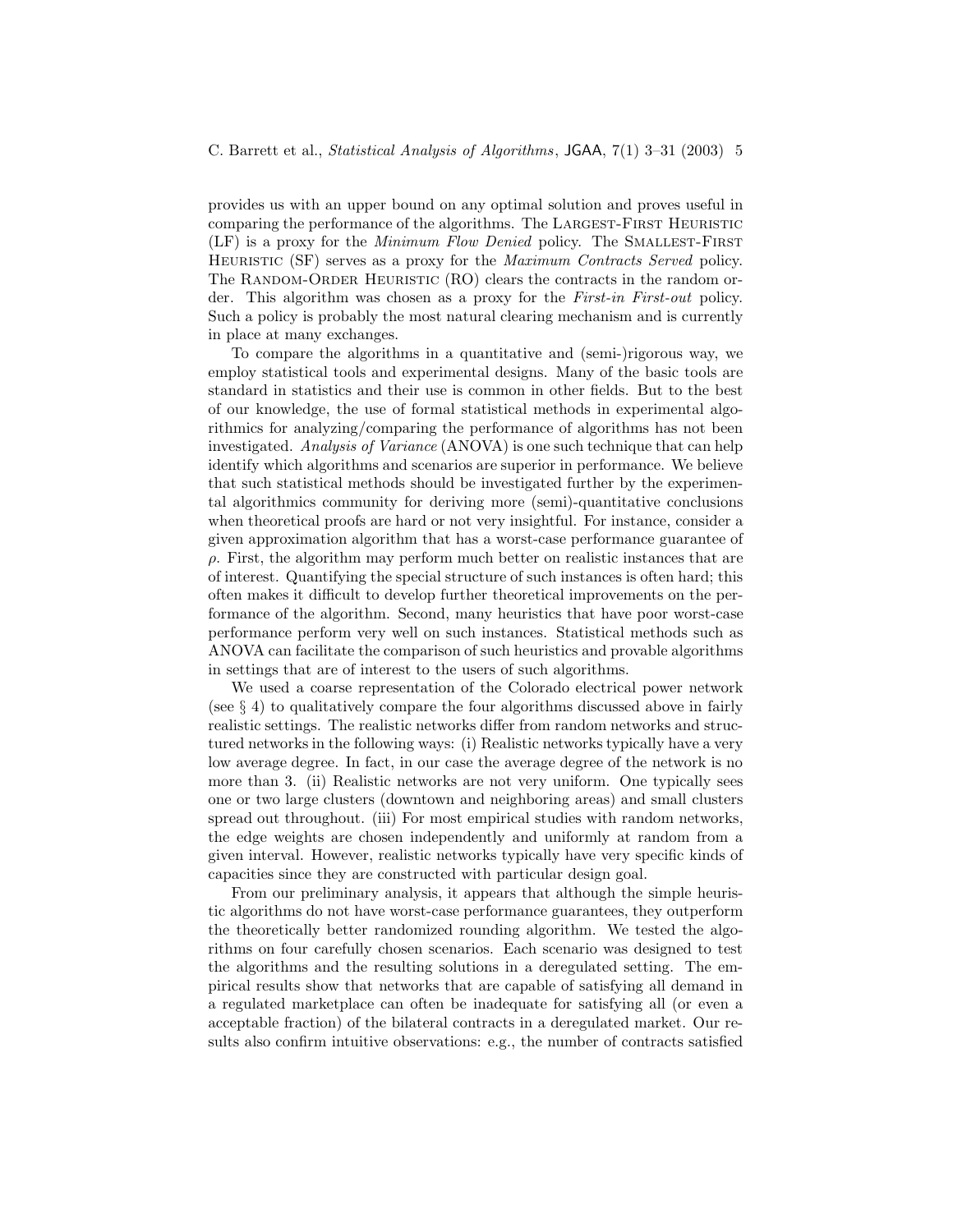provides us with an upper bound on any optimal solution and proves useful in comparing the performance of the algorithms. The Largest-First Heuristic (LF) is a proxy for the *Minimum Flow Denied* policy. The Smallest-First Heuristic (SF) serves as a proxy for the *Maximum Contracts Served* policy. The Random-Order Heuristic (RO) clears the contracts in the random order. This algorithm was chosen as a proxy for the *First-in First-out* policy. Such a policy is probably the most natural clearing mechanism and is currently in place at many exchanges.

To compare the algorithms in a quantitative and (semi-)rigorous way, we employ statistical tools and experimental designs. Many of the basic tools are standard in statistics and their use is common in other fields. But to the best of our knowledge, the use of formal statistical methods in experimental algorithmics for analyzing/comparing the performance of algorithms has not been investigated. *Analysis of Variance* (ANOVA) is one such technique that can help identify which algorithms and scenarios are superior in performance. We believe that such statistical methods should be investigated further by the experimental algorithmics community for deriving more (semi)-quantitative conclusions when theoretical proofs are hard or not very insightful. For instance, consider a given approximation algorithm that has a worst-case performance guarantee of $\rho$. First, the algorithm may perform much better on realistic instances that are of interest. Quantifying the special structure of such instances is often hard; this often makes it difficult to develop further theoretical improvements on the performance of the algorithm. Second, many heuristics that have poor worst-case performance perform very well on such instances. Statistical methods such as ANOVA can facilitate the comparison of such heuristics and provable algorithms in settings that are of interest to the users of such algorithms.

We used a coarse representation of the Colorado electrical power network (see § 4) to qualitatively compare the four algorithms discussed above in fairly realistic settings. The realistic networks differ from random networks and structured networks in the following ways: (i) Realistic networks typically have a very low average degree. In fact, in our case the average degree of the network is no more than 3. (ii) Realistic networks are not very uniform. One typically sees one or two large clusters (downtown and neighboring areas) and small clusters spread out throughout. (iii) For most empirical studies with random networks, the edge weights are chosen independently and uniformly at random from a given interval. However, realistic networks typically have very specific kinds of capacities since they are constructed with particular design goal.

From our preliminary analysis, it appears that although the simple heuristic algorithms do not have worst-case performance guarantees, they outperform the theoretically better randomized rounding algorithm. We tested the algorithms on four carefully chosen scenarios. Each scenario was designed to test the algorithms and the resulting solutions in a deregulated setting. The empirical results show that networks that are capable of satisfying all demand in a regulated marketplace can often be inadequate for satisfying all (or even a acceptable fraction) of the bilateral contracts in a deregulated market. Our results also confirm intuitive observations: e.g., the number of contracts satisfied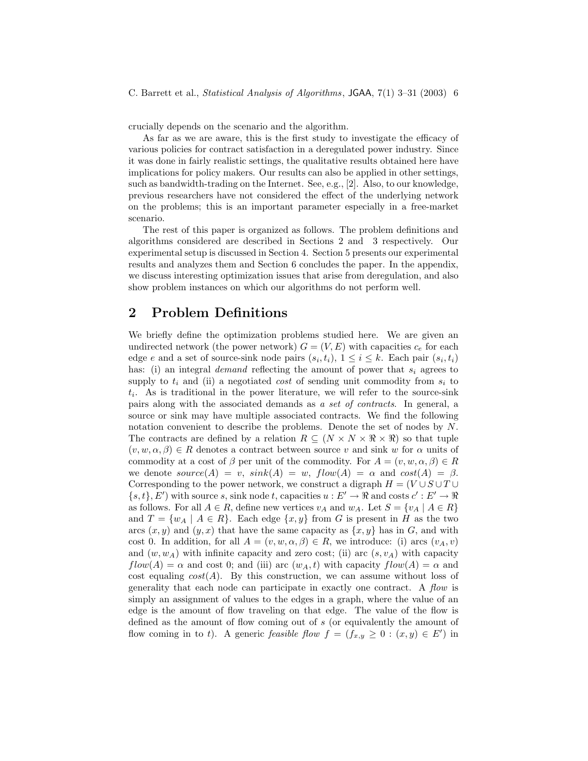crucially depends on the scenario and the algorithm.

As far as we are aware, this is the first study to investigate the efficacy of various policies for contract satisfaction in a deregulated power industry. Since it was done in fairly realistic settings, the qualitative results obtained here have implications for policy makers. Our results can also be applied in other settings, such as bandwidth-trading on the Internet. See, e.g., [2]. Also, to our knowledge, previous researchers have not considered the effect of the underlying network on the problems; this is an important parameter especially in a free-market scenario.

The rest of this paper is organized as follows. The problem definitions and algorithms considered are described in Sections 2 and 3 respectively. Our experimental setup is discussed in Section 4. Section 5 presents our experimental results and analyzes them and Section 6 concludes the paper. In the appendix, we discuss interesting optimization issues that arise from deregulation, and also show problem instances on which our algorithms do not perform well.

## 2 Problem Definitions

We briefly define the optimization problems studied here. We are given an undirected network (the power network) $G = (V, E)$ with capacities $c_e$ for each edge $e$ and a set of source-sink node pairs $(s_i, t_i)$, $1 \leq i \leq k$. Each pair $(s_i, t_i)$ has: (i) an integral *demand* reflecting the amount of power that $s_i$ agrees to supply to $t_i$ and (ii) a negotiated *cost* of sending unit commodity from $s_i$ to $t_i$. As is traditional in the power literature, we will refer to the source-sink pairs along with the associated demands as *a set of contracts*. In general, a source or sink may have multiple associated contracts. We find the following notation convenient to describe the problems. Denote the set of nodes by $N$. The contracts are defined by a relation $R \subseteq (N \times N \times \Re \times \Re)$ so that tuple $(v, w, \alpha, \beta) \in R$ denotes a contract between source $v$ and sink $w$ for $\alpha$ units of commodity at a cost of $\beta$ per unit of the commodity. For $A = (v, w, \alpha, \beta) \in R$ we denote $source(A) = v$, $sink(A) = w$, $flow(A) = \alpha$ and $cost(A) = \beta$. Corresponding to the power network, we construct a digraph $H = (V \cup S \cup T \cup \{s, t\}, E')$ with source $s$, sink node $t$, capacities $u : E' \rightarrow \Re$ and costs $c' : E' \rightarrow \Re$ as follows. For all $A \in R$, define new vertices $v_A$ and $w_A$. Let $S = \{v_A \mid A \in R\}$ and $T = \{w_A \mid A \in R\}$. Each edge $\{x, y\}$ from $G$ is present in $H$ as the two arcs $(x, y)$ and $(y, x)$ that have the same capacity as $\{x, y\}$ has in $G$, and with cost 0. In addition, for all $A = (v, w, \alpha, \beta) \in R$, we introduce: (i) arcs $(v_A, v)$ and $(w, w_A)$ with infinite capacity and zero cost; (ii) arc $(s, v_A)$ with capacity $flow(A) = \alpha$ and cost 0; and (iii) arc $(w_A, t)$ with capacity $flow(A) = \alpha$ and cost equaling $cost(A)$. By this construction, we can assume without loss of generality that each node can participate in exactly one contract. A *flow* is simply an assignment of values to the edges in a graph, where the value of an edge is the amount of flow traveling on that edge. The value of the flow is defined as the amount of flow coming out of $s$ (or equivalently the amount of flow coming in to $t$). A generic *feasible flow* $f = (f_{x,y} \geq 0 : (x, y) \in E')$ in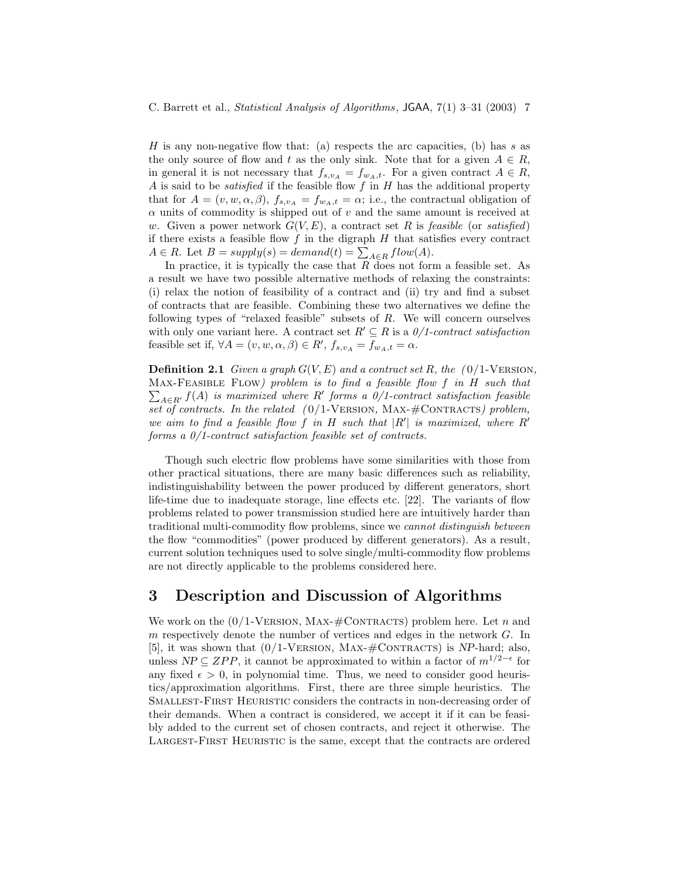$H$ is any non-negative flow that: (a) respects the arc capacities, (b) has $s$ as the only source of flow and $t$ as the only sink. Note that for a given $A \in R$, in general it is not necessary that $f_{s,v_A} = f_{w_A,t}$. For a given contract $A \in R$, $A$ is said to be *satisfied* if the feasible flow $f$ in $H$ has the additional property that for $A = (v, w, \alpha, \beta)$, $f_{s,v_A} = f_{w_A,t} = \alpha$; i.e., the contractual obligation of $\alpha$ units of commodity is shipped out of $v$ and the same amount is received at $w$. Given a power network $G(V, E)$, a contract set $R$ is *feasible* (or *satisfied*) if there exists a feasible flow $f$ in the digraph $H$ that satisfies every contract $A \in R$. Let $B = supply(s) = demand(t) = \sum_{A \in R} flow(A)$.

In practice, it is typically the case that $R$ does not form a feasible set. As a result we have two possible alternative methods of relaxing the constraints: (i) relax the notion of feasibility of a contract and (ii) try and find a subset of contracts that are feasible. Combining these two alternatives we define the following types of "relaxed feasible" subsets of $R$. We will concern ourselves with only one variant here. A contract set $R' \subseteq R$ is a *0/1-contract satisfaction* feasible set if, $\forall A = (v, w, \alpha, \beta) \in R'$, $f_{s,v_A} = f_{w_A,t} = \alpha$.

**Definition 2.1** *Given a graph $G(V, E)$ and a contract set $R$, the (0/1-Version, Max-Feasible Flow) problem is to find a feasible flow $f$ in $H$ such that $\sum_{A \in R'} f(A)$ is maximized where $R'$ forms a 0/1-contract satisfaction feasible set of contracts. In the related (0/1-Version, Max-#Contracts) problem, we aim to find a feasible flow $f$ in $H$ such that $|R'|$ is maximized, where $R'$ forms a 0/1-contract satisfaction feasible set of contracts.*

Though such electric flow problems have some similarities with those from other practical situations, there are many basic differences such as reliability, indistinguishability between the power produced by different generators, short life-time due to inadequate storage, line effects etc. [22]. The variants of flow problems related to power transmission studied here are intuitively harder than traditional multi-commodity flow problems, since we *cannot distinguish between* the flow "commodities" (power produced by different generators). As a result, current solution techniques used to solve single/multi-commodity flow problems are not directly applicable to the problems considered here.

## 3 Description and Discussion of Algorithms

We work on the (0/1-Version, Max-#Contracts) problem here. Let $n$ and $m$ respectively denote the number of vertices and edges in the network $G$. In [5], it was shown that (0/1-Version, Max-#Contracts) is *NP*-hard; also, unless $NP \subseteq ZPP$, it cannot be approximated to within a factor of $m^{1/2-\epsilon}$ for any fixed $\epsilon > 0$, in polynomial time. Thus, we need to consider good heuristics/approximation algorithms. First, there are three simple heuristics. The Smallest-First Heuristic considers the contracts in non-decreasing order of their demands. When a contract is considered, we accept it if it can be feasibly added to the current set of chosen contracts, and reject it otherwise. The Largest-First Heuristic is the same, except that the contracts are ordered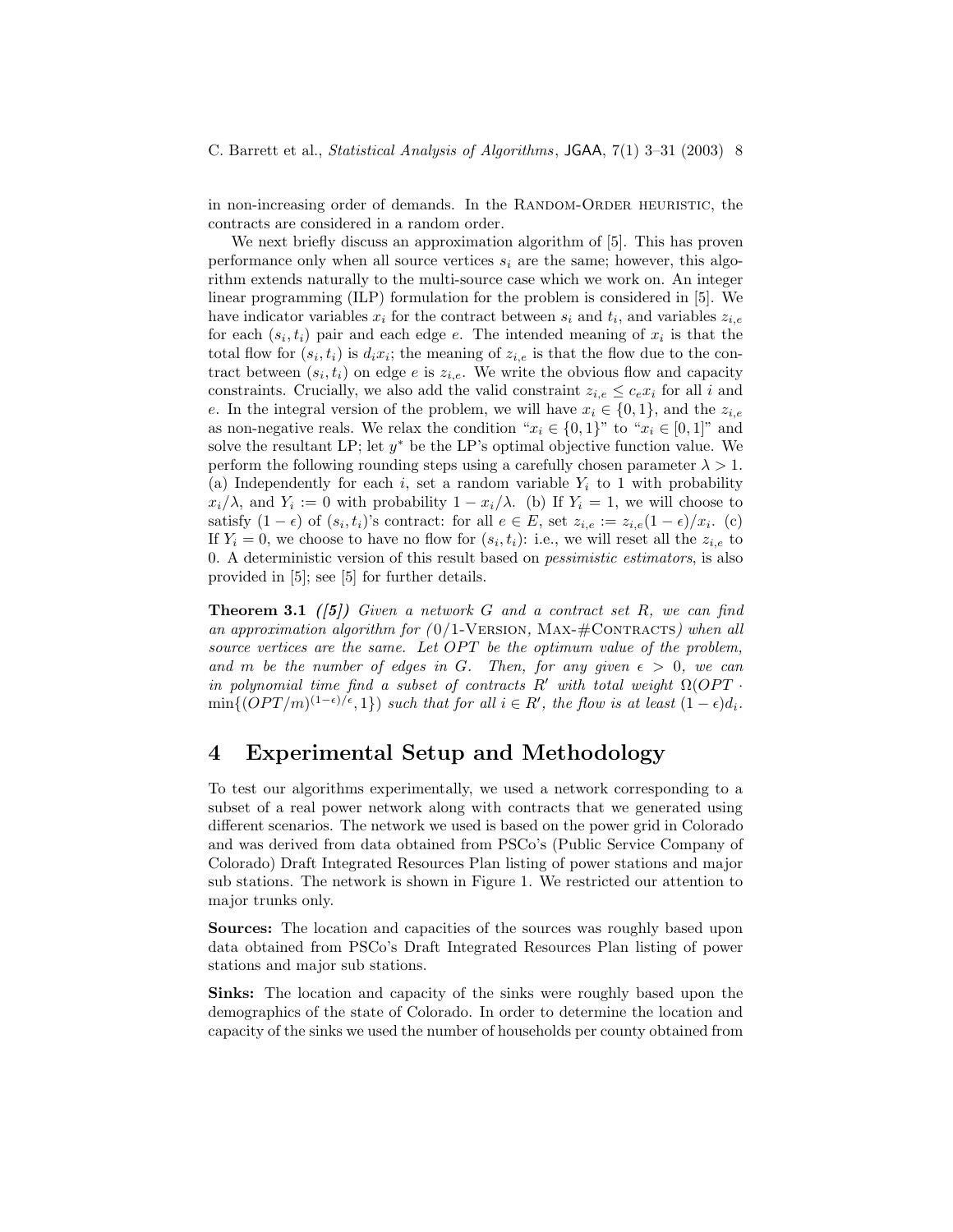in non-increasing order of demands. In the Random-Order heuristic, the contracts are considered in a random order.

We next briefly discuss an approximation algorithm of [5]. This has proven performance only when all source vertices $s_i$ are the same; however, this algorithm extends naturally to the multi-source case which we work on. An integer linear programming (ILP) formulation for the problem is considered in [5]. We have indicator variables $x_i$ for the contract between $s_i$ and $t_i$, and variables $z_{i,e}$ for each $(s_i, t_i)$ pair and each edge $e$. The intended meaning of $x_i$ is that the total flow for $(s_i, t_i)$ is $d_i x_i$; the meaning of $z_{i,e}$ is that the flow due to the contract between $(s_i, t_i)$ on edge $e$ is $z_{i,e}$. We write the obvious flow and capacity constraints. Crucially, we also add the valid constraint $z_{i,e} \leq c_e x_i$ for all $i$ and $e$. In the integral version of the problem, we will have $x_i \in \{0, 1\}$, and the $z_{i,e}$ as non-negative reals. We relax the condition "$x_i \in \{0, 1\}$" to "$x_i \in [0, 1]$" and solve the resultant LP; let $y^*$ be the LP's optimal objective function value. We perform the following rounding steps using a carefully chosen parameter $\lambda > 1$. (a) Independently for each $i$, set a random variable $Y_i$ to 1 with probability $x_i/\lambda$, and $Y_i := 0$ with probability $1 - x_i/\lambda$. (b) If $Y_i = 1$, we will choose to satisfy $(1 - \epsilon)$ of $(s_i, t_i)$'s contract: for all $e \in E$, set $z_{i,e} := z_{i,e}(1 - \epsilon)/x_i$. (c) If $Y_i = 0$, we choose to have no flow for $(s_i, t_i)$: i.e., we will reset all the $z_{i,e}$ to 0. A deterministic version of this result based on *pessimistic estimators*, is also provided in [5]; see [5] for further details.

**Theorem 3.1** *([5]) Given a network $G$ and a contract set $R$, we can find an approximation algorithm for (0/1-Version, Max-#Contracts) when all source vertices are the same. Let $OPT$ be the optimum value of the problem, and $m$ be the number of edges in $G$. Then, for any given $\epsilon > 0$, we can in polynomial time find a subset of contracts $R'$ with total weight $\Omega(OPT \cdot \min\{(OPT/m)^{(1-\epsilon)/\epsilon}, 1\})$ such that for all $i \in R'$, the flow is at least $(1 - \epsilon)d_i$.*

# 4 Experimental Setup and Methodology

To test our algorithms experimentally, we used a network corresponding to a subset of a real power network along with contracts that we generated using different scenarios. The network we used is based on the power grid in Colorado and was derived from data obtained from PSCo's (Public Service Company of Colorado) Draft Integrated Resources Plan listing of power stations and major sub stations. The network is shown in Figure 1. We restricted our attention to major trunks only.

**Sources:** The location and capacities of the sources was roughly based upon data obtained from PSCo's Draft Integrated Resources Plan listing of power stations and major sub stations.

**Sinks:** The location and capacity of the sinks were roughly based upon the demographics of the state of Colorado. In order to determine the location and capacity of the sinks we used the number of households per county obtained from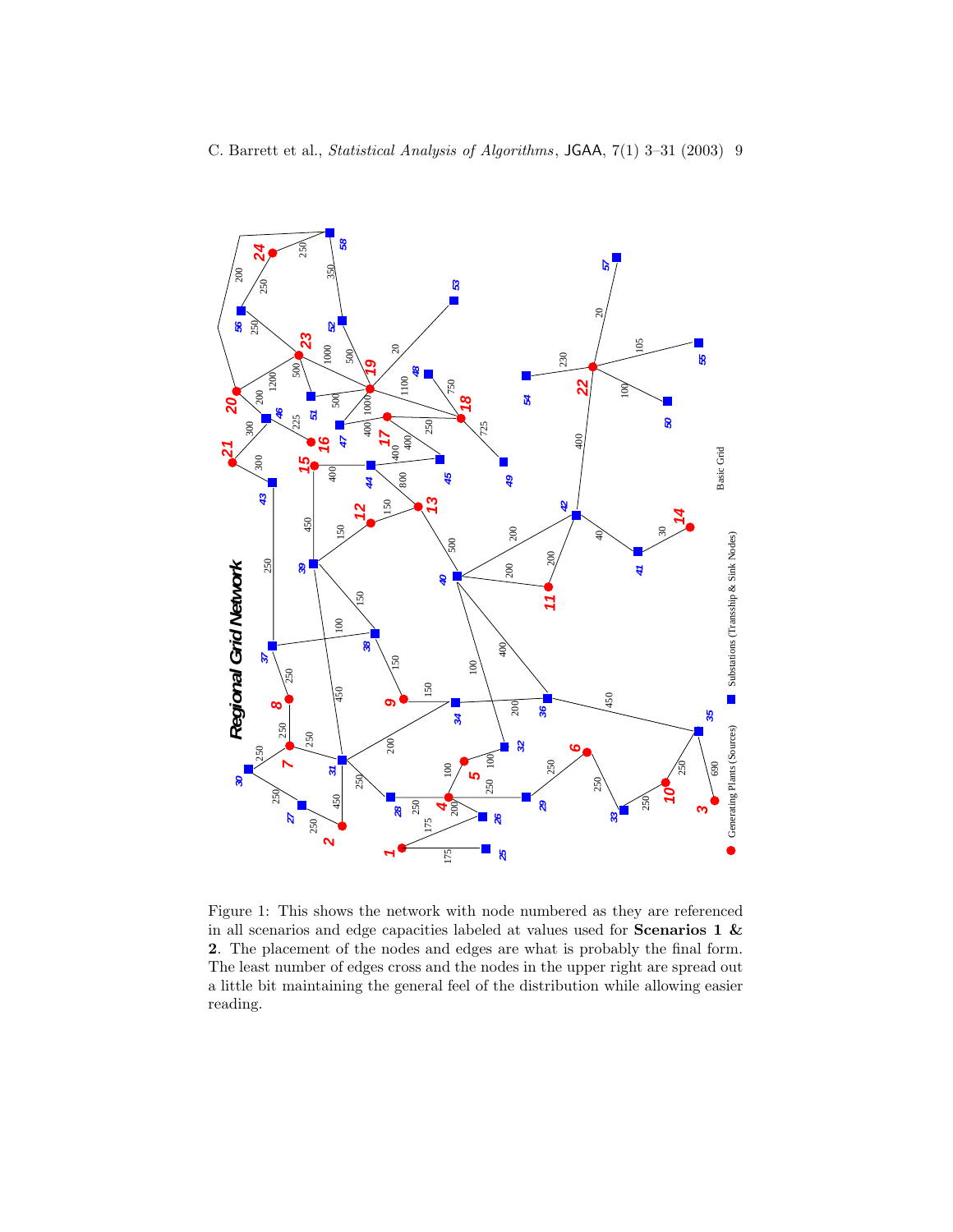Figure 1: This shows the network with node numbered as they are referenced in all scenarios and edge capacities labeled at values used for **Scenarios 1 & 2**. The placement of the nodes and edges are what is probably the final form. The least number of edges cross and the nodes in the upper right are spread out a little bit maintaining the general feel of the distribution while allowing easier reading.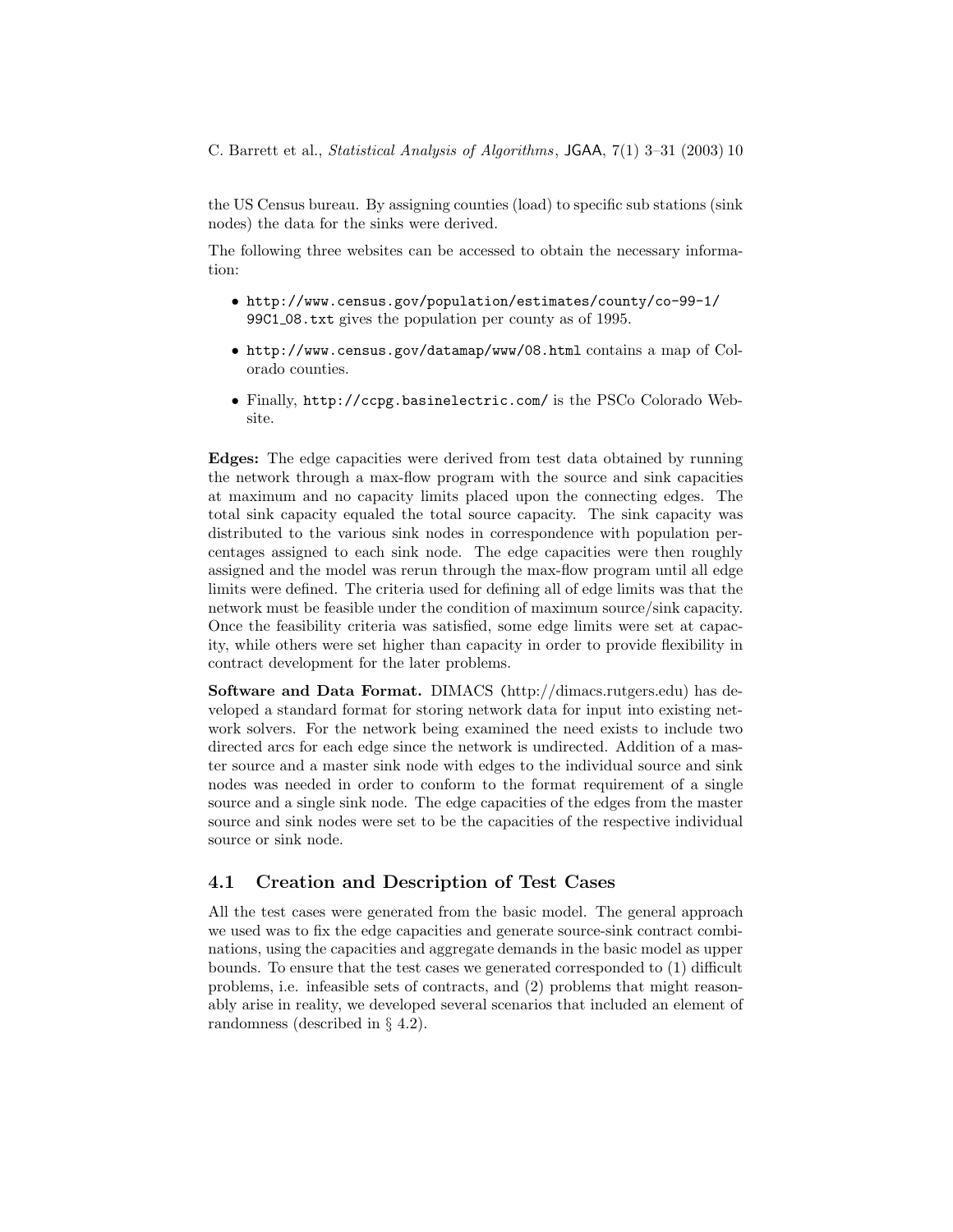the US Census bureau. By assigning counties (load) to specific sub stations (sink nodes) the data for the sinks were derived.

The following three websites can be accessed to obtain the necessary information:

- `http://www.census.gov/population/estimates/county/co-99-1/99C1_08.txt` gives the population per county as of 1995.
- `http://www.census.gov/datamap/www/08.html` contains a map of Colorado counties.
- Finally, `http://ccpg.basinelectric.com/` is the PSCo Colorado Website.

**Edges:** The edge capacities were derived from test data obtained by running the network through a max-flow program with the source and sink capacities at maximum and no capacity limits placed upon the connecting edges. The total sink capacity equaled the total source capacity. The sink capacity was distributed to the various sink nodes in correspondence with population percentages assigned to each sink node. The edge capacities were then roughly assigned and the model was rerun through the max-flow program until all edge limits were defined. The criteria used for defining all of edge limits was that the network must be feasible under the condition of maximum source/sink capacity. Once the feasibility criteria was satisfied, some edge limits were set at capacity, while others were set higher than capacity in order to provide flexibility in contract development for the later problems.

**Software and Data Format.** DIMACS (http://dimacs.rutgers.edu) has developed a standard format for storing network data for input into existing network solvers. For the network being examined the need exists to include two directed arcs for each edge since the network is undirected. Addition of a master source and a master sink node with edges to the individual source and sink nodes was needed in order to conform to the format requirement of a single source and a single sink node. The edge capacities of the edges from the master source and sink nodes were set to be the capacities of the respective individual source or sink node.

## 4.1 Creation and Description of Test Cases

All the test cases were generated from the basic model. The general approach we used was to fix the edge capacities and generate source-sink contract combinations, using the capacities and aggregate demands in the basic model as upper bounds. To ensure that the test cases we generated corresponded to (1) difficult problems, i.e. infeasible sets of contracts, and (2) problems that might reasonably arise in reality, we developed several scenarios that included an element of randomness (described in § 4.2).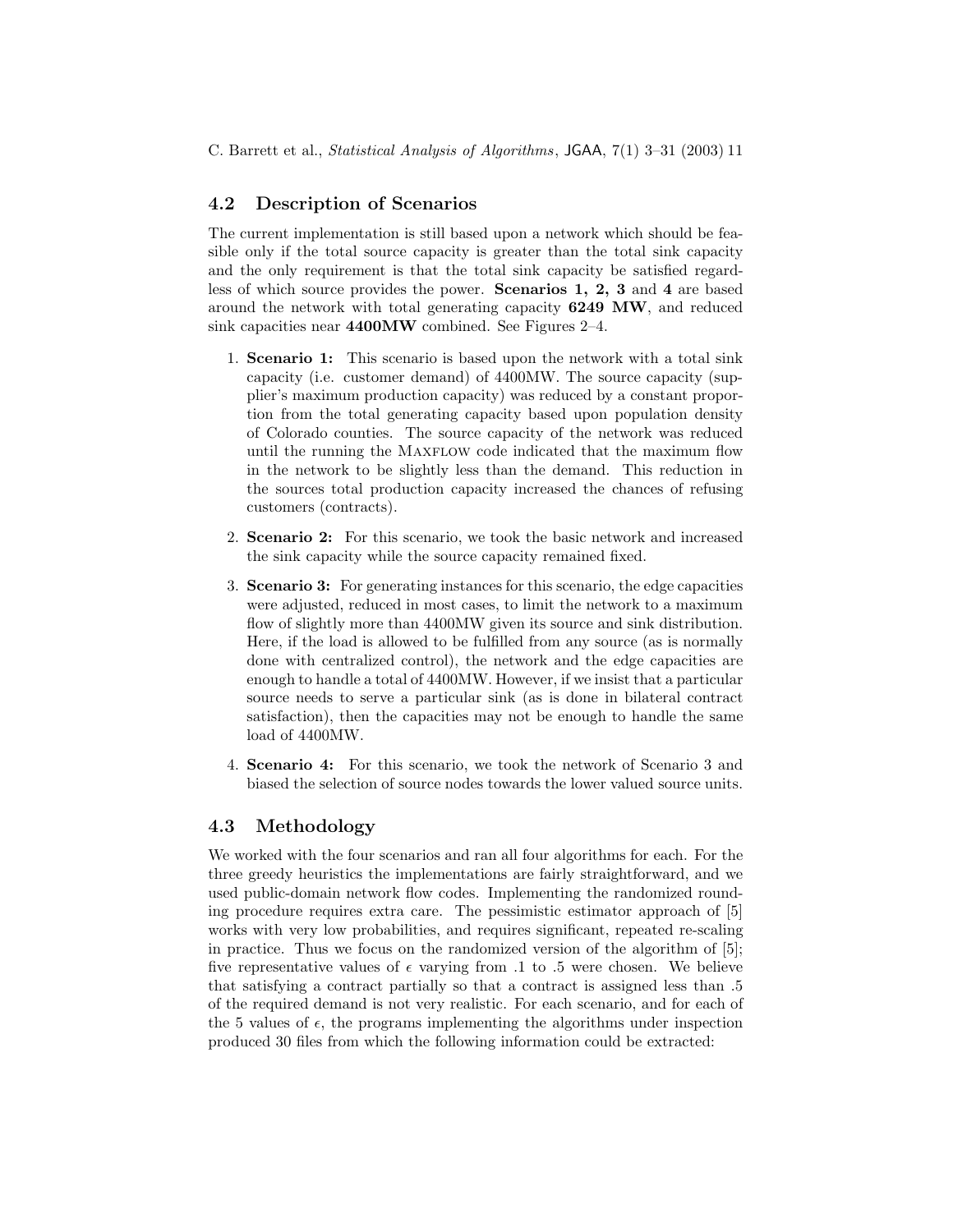## 4.2 Description of Scenarios

The current implementation is still based upon a network which should be feasible only if the total source capacity is greater than the total sink capacity and the only requirement is that the total sink capacity be satisfied regardless of which source provides the power. **Scenarios 1, 2, 3** and **4** are based around the network with total generating capacity **6249 MW**, and reduced sink capacities near **4400MW** combined. See Figures 2–4.

1. **Scenario 1:** This scenario is based upon the network with a total sink capacity (i.e. customer demand) of 4400MW. The source capacity (supplier's maximum production capacity) was reduced by a constant proportion from the total generating capacity based upon population density of Colorado counties. The source capacity of the network was reduced until the running the MAXFLOW code indicated that the maximum flow in the network to be slightly less than the demand. This reduction in the sources total production capacity increased the chances of refusing customers (contracts).
2. **Scenario 2:** For this scenario, we took the basic network and increased the sink capacity while the source capacity remained fixed.
3. **Scenario 3:** For generating instances for this scenario, the edge capacities were adjusted, reduced in most cases, to limit the network to a maximum flow of slightly more than 4400MW given its source and sink distribution. Here, if the load is allowed to be fulfilled from any source (as is normally done with centralized control), the network and the edge capacities are enough to handle a total of 4400MW. However, if we insist that a particular source needs to serve a particular sink (as is done in bilateral contract satisfaction), then the capacities may not be enough to handle the same load of 4400MW.
4. **Scenario 4:** For this scenario, we took the network of Scenario 3 and biased the selection of source nodes towards the lower valued source units.

## 4.3 Methodology

We worked with the four scenarios and ran all four algorithms for each. For the three greedy heuristics the implementations are fairly straightforward, and we used public-domain network flow codes. Implementing the randomized rounding procedure requires extra care. The pessimistic estimator approach of [5] works with very low probabilities, and requires significant, repeated re-scaling in practice. Thus we focus on the randomized version of the algorithm of [5]; five representative values of $\epsilon$ varying from .1 to .5 were chosen. We believe that satisfying a contract partially so that a contract is assigned less than .5 of the required demand is not very realistic. For each scenario, and for each of the 5 values of $\epsilon$, the programs implementing the algorithms under inspection produced 30 files from which the following information could be extracted: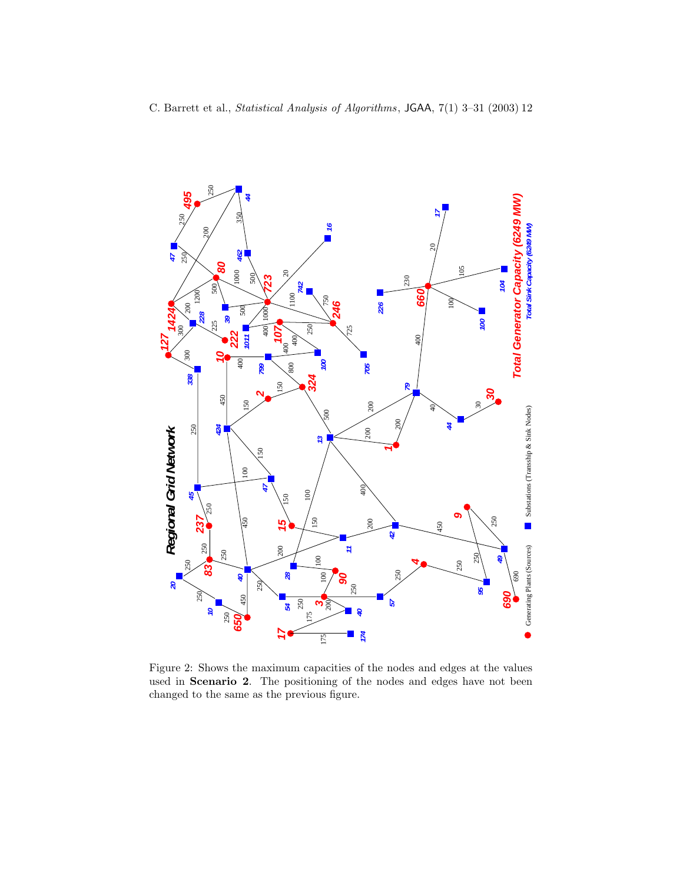Figure 2: Shows the maximum capacities of the nodes and edges at the values used in **Scenario 2**. The positioning of the nodes and edges have not been changed to the same as the previous figure.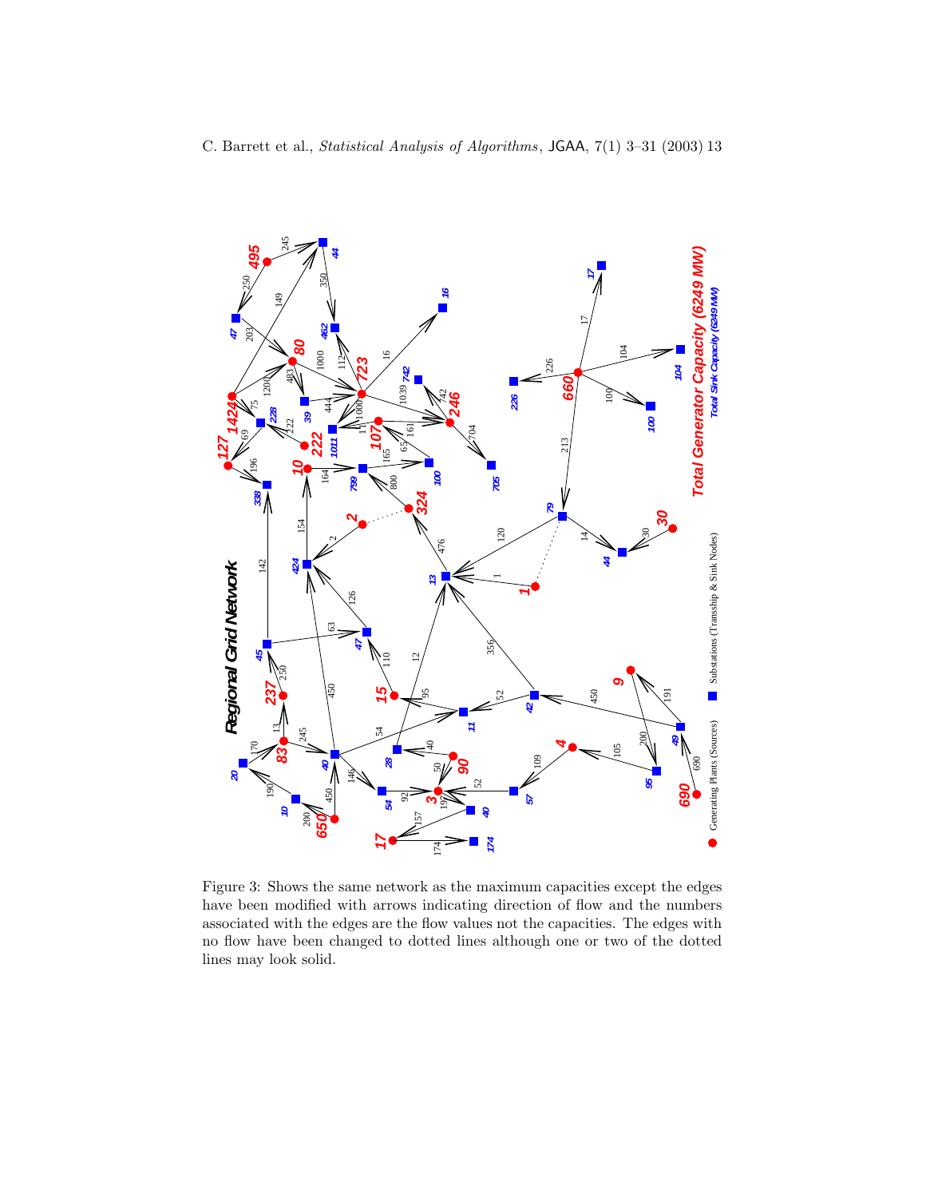Figure 3: Shows the same network as the maximum capacities except the edges have been modified with arrows indicating direction of flow and the numbers associated with the edges are the flow values not the capacities. The edges with no flow have been changed to dotted lines although one or two of the dotted lines may look solid.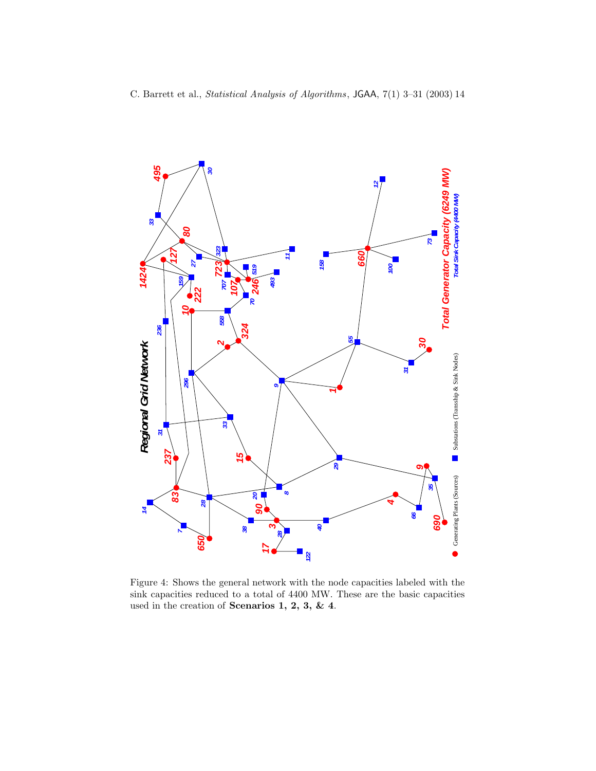Figure 4: Shows the general network with the node capacities labeled with the sink capacities reduced to a total of 4400 MW. These are the basic capacities used in the creation of **Scenarios 1, 2, 3, & 4**.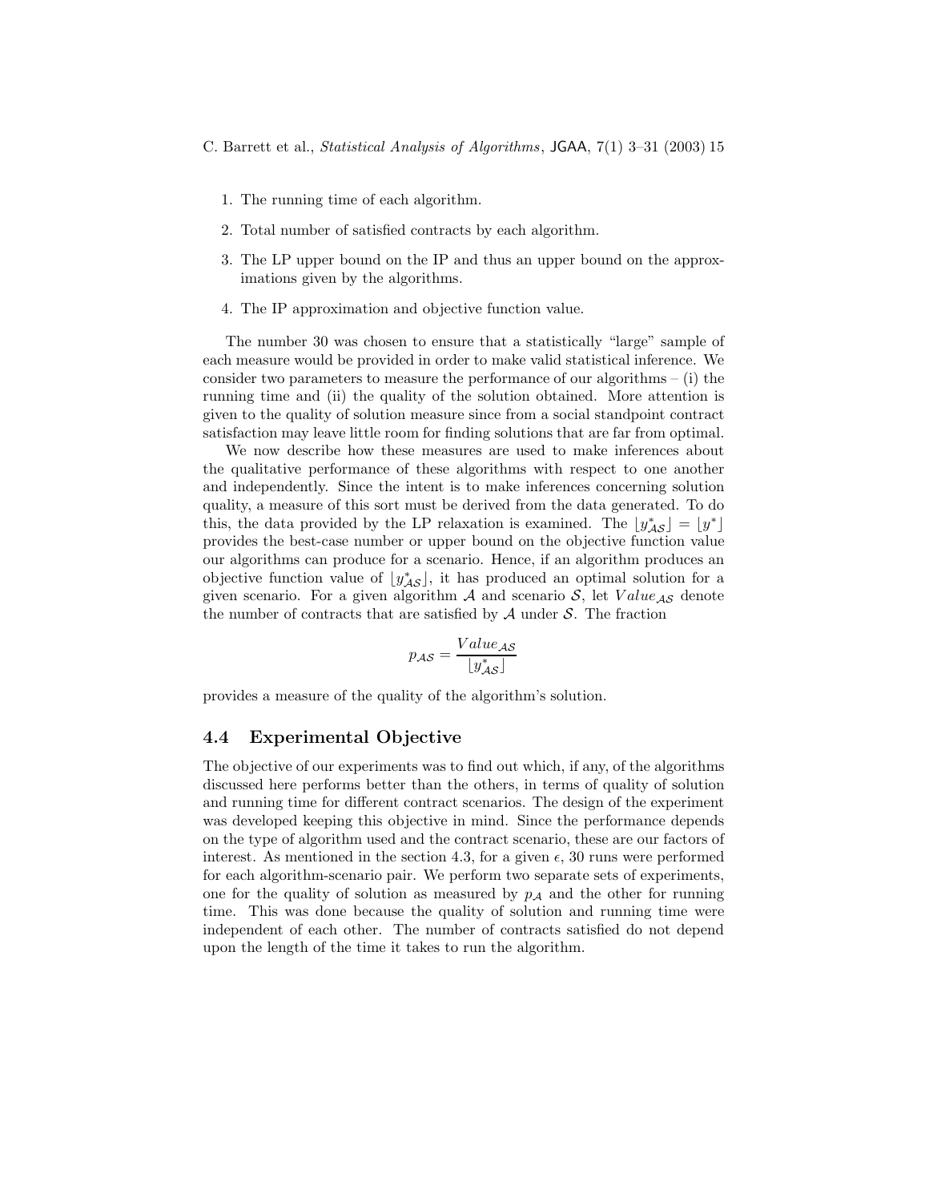1. The running time of each algorithm.
2. Total number of satisfied contracts by each algorithm.
3. The LP upper bound on the IP and thus an upper bound on the approximations given by the algorithms.
4. The IP approximation and objective function value.

The number 30 was chosen to ensure that a statistically "large" sample of each measure would be provided in order to make valid statistical inference. We consider two parameters to measure the performance of our algorithms – (i) the running time and (ii) the quality of the solution obtained. More attention is given to the quality of solution measure since from a social standpoint contract satisfaction may leave little room for finding solutions that are far from optimal.

We now describe how these measures are used to make inferences about the qualitative performance of these algorithms with respect to one another and independently. Since the intent is to make inferences concerning solution quality, a measure of this sort must be derived from the data generated. To do this, the data provided by the LP relaxation is examined. The $\lfloor y^*_{\mathcal{AS}} \rfloor = \lfloor y^* \rfloor$ provides the best-case number or upper bound on the objective function value our algorithms can produce for a scenario. Hence, if an algorithm produces an objective function value of $\lfloor y^*_{\mathcal{AS}} \rfloor$, it has produced an optimal solution for a given scenario. For a given algorithm $\mathcal{A}$ and scenario $\mathcal{S}$, let $Value_{\mathcal{AS}}$ denote the number of contracts that are satisfied by $\mathcal{A}$ under $\mathcal{S}$. The fraction

$$p_{\mathcal{AS}} = \frac{Value_{\mathcal{AS}}}{\lfloor y^*_{\mathcal{AS}} \rfloor}$$

provides a measure of the quality of the algorithm's solution.

## 4.4 Experimental Objective

The objective of our experiments was to find out which, if any, of the algorithms discussed here performs better than the others, in terms of quality of solution and running time for different contract scenarios. The design of the experiment was developed keeping this objective in mind. Since the performance depends on the type of algorithm used and the contract scenario, these are our factors of interest. As mentioned in the section 4.3, for a given $\epsilon$, 30 runs were performed for each algorithm-scenario pair. We perform two separate sets of experiments, one for the quality of solution as measured by $p_{\mathcal{A}}$ and the other for running time. This was done because the quality of solution and running time were independent of each other. The number of contracts satisfied do not depend upon the length of the time it takes to run the algorithm.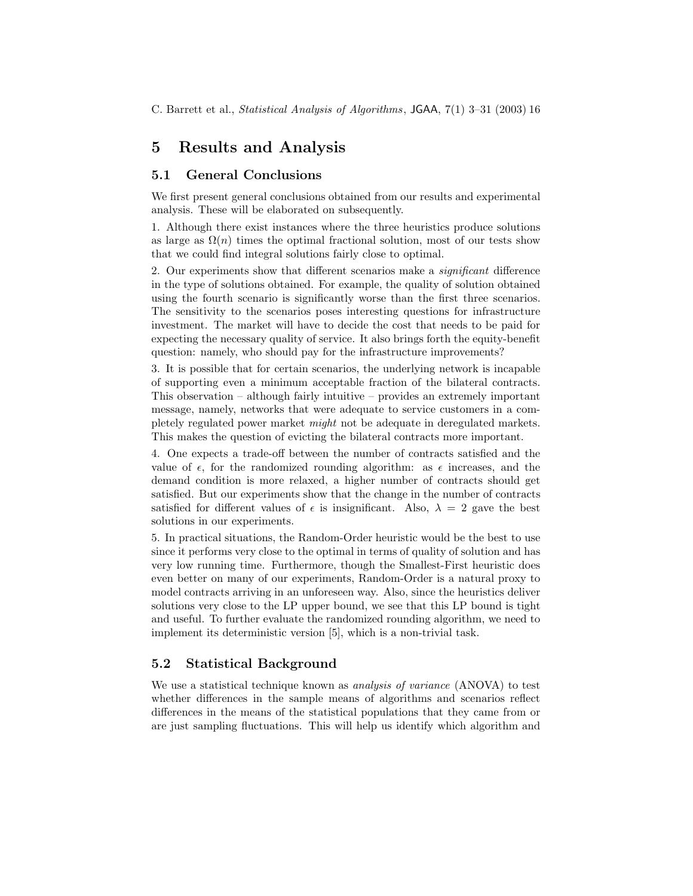# 5 Results and Analysis

## 5.1 General Conclusions

We first present general conclusions obtained from our results and experimental analysis. These will be elaborated on subsequently.

1. Although there exist instances where the three heuristics produce solutions as large as $\Omega(n)$ times the optimal fractional solution, most of our tests show that we could find integral solutions fairly close to optimal.

2. Our experiments show that different scenarios make a *significant* difference in the type of solutions obtained. For example, the quality of solution obtained using the fourth scenario is significantly worse than the first three scenarios. The sensitivity to the scenarios poses interesting questions for infrastructure investment. The market will have to decide the cost that needs to be paid for expecting the necessary quality of service. It also brings forth the equity-benefit question: namely, who should pay for the infrastructure improvements?

3. It is possible that for certain scenarios, the underlying network is incapable of supporting even a minimum acceptable fraction of the bilateral contracts. This observation – although fairly intuitive – provides an extremely important message, namely, networks that were adequate to service customers in a completely regulated power market *might* not be adequate in deregulated markets. This makes the question of evicting the bilateral contracts more important.

4. One expects a trade-off between the number of contracts satisfied and the value of $\epsilon$, for the randomized rounding algorithm: as $\epsilon$ increases, and the demand condition is more relaxed, a higher number of contracts should get satisfied. But our experiments show that the change in the number of contracts satisfied for different values of $\epsilon$ is insignificant. Also, $\lambda = 2$ gave the best solutions in our experiments.

5. In practical situations, the Random-Order heuristic would be the best to use since it performs very close to the optimal in terms of quality of solution and has very low running time. Furthermore, though the Smallest-First heuristic does even better on many of our experiments, Random-Order is a natural proxy to model contracts arriving in an unforeseen way. Also, since the heuristics deliver solutions very close to the LP upper bound, we see that this LP bound is tight and useful. To further evaluate the randomized rounding algorithm, we need to implement its deterministic version [5], which is a non-trivial task.

## 5.2 Statistical Background

We use a statistical technique known as *analysis of variance* (ANOVA) to test whether differences in the sample means of algorithms and scenarios reflect differences in the means of the statistical populations that they came from or are just sampling fluctuations. This will help us identify which algorithm and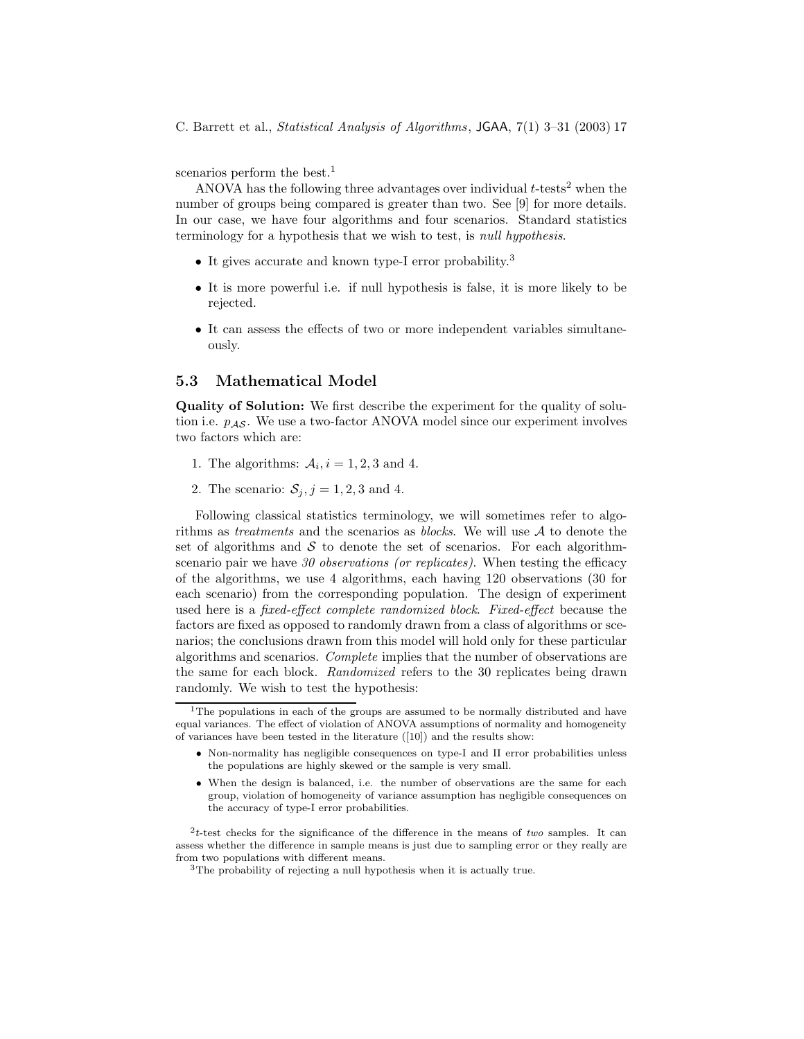scenarios perform the best.[1]

ANOVA has the following three advantages over individual $t$-tests[2] when the number of groups being compared is greater than two. See [9] for more details. In our case, we have four algorithms and four scenarios. Standard statistics terminology for a hypothesis that we wish to test, is *null hypothesis*.

- It gives accurate and known type-I error probability.[3]
- It is more powerful i.e. if null hypothesis is false, it is more likely to be rejected.
- It can assess the effects of two or more independent variables simultaneously.

### 5.3 Mathematical Model

**Quality of Solution:** We first describe the experiment for the quality of solution i.e. $p_{\mathcal{AS}}$. We use a two-factor ANOVA model since our experiment involves two factors which are:

1. The algorithms: $\mathcal{A}_i, i = 1, 2, 3$ and 4.
2. The scenario: $\mathcal{S}_j, j = 1, 2, 3$ and 4.

Following classical statistics terminology, we will sometimes refer to algorithms as *treatments* and the scenarios as *blocks.* We will use $\mathcal{A}$ to denote the set of algorithms and $\mathcal{S}$ to denote the set of scenarios. For each algorithm-scenario pair we have *30 observations (or replicates).* When testing the efficacy of the algorithms, we use 4 algorithms, each having 120 observations (30 for each scenario) from the corresponding population. The design of experiment used here is a *fixed-effect complete randomized block*. *Fixed-effect* because the factors are fixed as opposed to randomly drawn from a class of algorithms or scenarios; the conclusions drawn from this model will hold only for these particular algorithms and scenarios. *Complete* implies that the number of observations are the same for each block. *Randomized* refers to the 30 replicates being drawn randomly. We wish to test the hypothesis:

---

[1] The populations in each of the groups are assumed to be normally distributed and have equal variances. The effect of violation of ANOVA assumptions of normality and homogeneity of variances have been tested in the literature ([10]) and the results show:

- Non-normality has negligible consequences on type-I and II error probabilities unless the populations are highly skewed or the sample is very small.
- When the design is balanced, i.e. the number of observations are the same for each group, violation of homogeneity of variance assumption has negligible consequences on the accuracy of type-I error probabilities.

[2] $t$-test checks for the significance of the difference in the means of *two* samples. It can assess whether the difference in sample means is just due to sampling error or they really are from two populations with different means.

[3] The probability of rejecting a null hypothesis when it is actually true.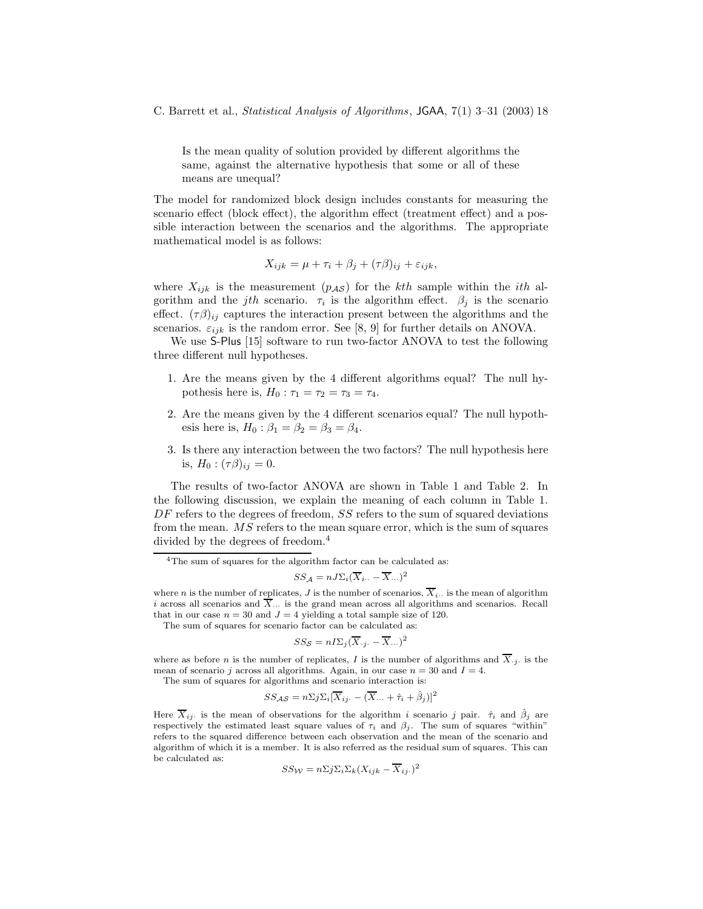Is the mean quality of solution provided by different algorithms the same, against the alternative hypothesis that some or all of these means are unequal?

The model for randomized block design includes constants for measuring the scenario effect (block effect), the algorithm effect (treatment effect) and a possible interaction between the scenarios and the algorithms. The appropriate mathematical model is as follows:

$$X_{ijk} = \mu + \tau_i + \beta_j + (\tau\beta)_{ij} + \varepsilon_{ijk},$$

where $X_{ijk}$ is the measurement ($p_{\mathcal{AS}}$) for the $kth$ sample within the $ith$ algorithm and the $jth$ scenario. $\tau_i$ is the algorithm effect. $\beta_j$ is the scenario effect. $(\tau\beta)_{ij}$ captures the interaction present between the algorithms and the scenarios. $\varepsilon_{ijk}$ is the random error. See [8, 9] for further details on ANOVA.

We use S-Plus [15] software to run two-factor ANOVA to test the following three different null hypotheses.

1. Are the means given by the 4 different algorithms equal? The null hypothesis here is, $H_0 : \tau_1 = \tau_2 = \tau_3 = \tau_4$.
2. Are the means given by the 4 different scenarios equal? The null hypothesis here is, $H_0 : \beta_1 = \beta_2 = \beta_3 = \beta_4$.
3. Is there any interaction between the two factors? The null hypothesis here is, $H_0 : (\tau\beta)_{ij} = 0$.

The results of two-factor ANOVA are shown in Table 1 and Table 2. In the following discussion, we explain the meaning of each column in Table 1. $DF$ refers to the degrees of freedom, $SS$ refers to the sum of squared deviations from the mean. $MS$ refers to the mean square error, which is the sum of squares divided by the degrees of freedom.[4]

---

[4] The sum of squares for the algorithm factor can be calculated as:

$$SS_{\mathcal{A}} = nJ\Sigma_i(\overline{X}_{i\cdot\cdot} - \overline{X}_{\cdot\cdot\cdot})^2$$

where $n$ is the number of replicates, $J$ is the number of scenarios, $\overline{X}_{i\cdot\cdot}$ is the mean of algorithm $i$ across all scenarios and $\overline{X}_{\cdot\cdot\cdot}$ is the grand mean across all algorithms and scenarios. Recall that in our case $n = 30$ and $J = 4$ yielding a total sample size of 120.

The sum of squares for scenario factor can be calculated as:

$$SS_{\mathcal{S}} = nI\Sigma_j(\overline{X}_{\cdot j\cdot} - \overline{X}_{\cdot\cdot\cdot})^2$$

where as before $n$ is the number of replicates, $I$ is the number of algorithms and $\overline{X}_{\cdot j\cdot}$ is the mean of scenario $j$ across all algorithms. Again, in our case $n = 30$ and $I = 4$.

The sum of squares for algorithms and scenario interaction is:

$$SS_{\mathcal{AS}} = n\Sigma j\Sigma_i[\overline{X}_{ij\cdot} - (\overline{X}_{\cdot\cdot\cdot} + \hat{\tau}_i + \hat{\beta}_j)]^2$$

Here $\overline{X}_{ij\cdot}$ is the mean of observations for the algorithm $i$ scenario $j$ pair. $\hat{\tau}_i$ and $\hat{\beta}_j$ are respectively the estimated least square values of $\tau_i$ and $\beta_j$. The sum of squares "within" refers to the squared difference between each observation and the mean of the scenario and algorithm of which it is a member. It is also referred as the residual sum of squares. This can be calculated as:

$$SS_{\mathcal{W}} = n\Sigma j\Sigma_i\Sigma_k(X_{ijk} - \overline{X}_{ij\cdot})^2$$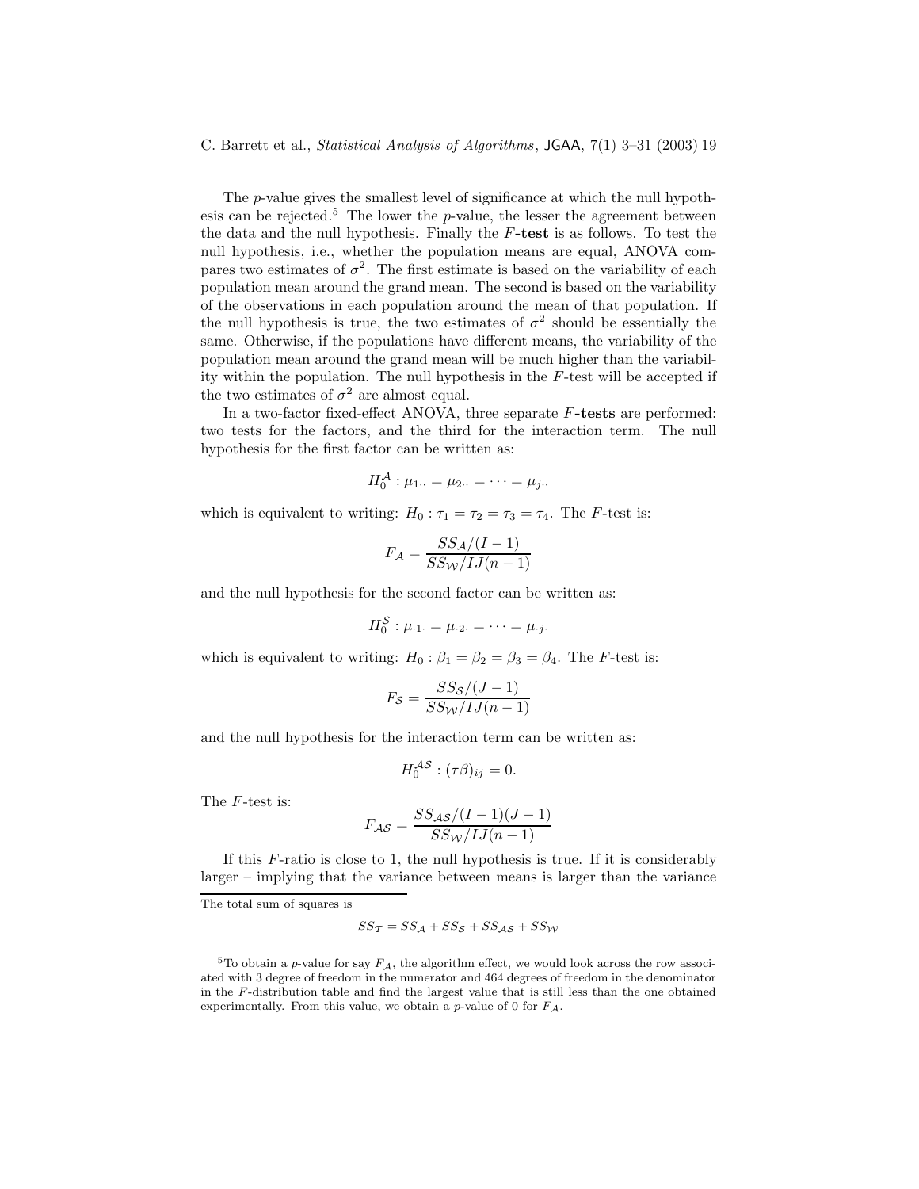The $p$-value gives the smallest level of significance at which the null hypothesis can be rejected.[5] The lower the $p$-value, the lesser the agreement between the data and the null hypothesis. Finally the $F$**-test** is as follows. To test the null hypothesis, i.e., whether the population means are equal, ANOVA compares two estimates of $\sigma^2$. The first estimate is based on the variability of each population mean around the grand mean. The second is based on the variability of the observations in each population around the mean of that population. If the null hypothesis is true, the two estimates of $\sigma^2$ should be essentially the same. Otherwise, if the populations have different means, the variability of the population mean around the grand mean will be much higher than the variability within the population. The null hypothesis in the $F$-test will be accepted if the two estimates of $\sigma^2$ are almost equal.

In a two-factor fixed-effect ANOVA, three separate $F$**-tests** are performed: two tests for the factors, and the third for the interaction term. The null hypothesis for the first factor can be written as:

$$H_0^{\mathcal{A}} : \mu_{1\cdot\cdot} = \mu_{2\cdot\cdot} = \cdots = \mu_{j\cdot\cdot}$$

which is equivalent to writing: $H_0 : \tau_1 = \tau_2 = \tau_3 = \tau_4$. The $F$-test is:

$$F_{\mathcal{A}} = \frac{SS_{\mathcal{A}}/(I-1)}{SS_{\mathcal{W}}/IJ(n-1)}$$

and the null hypothesis for the second factor can be written as:

$$H_0^{\mathcal{S}} : \mu_{\cdot 1 \cdot} = \mu_{\cdot 2 \cdot} = \cdots = \mu_{\cdot j \cdot}$$

which is equivalent to writing: $H_0 : \beta_1 = \beta_2 = \beta_3 = \beta_4$. The $F$-test is:

$$F_{\mathcal{S}} = \frac{SS_{\mathcal{S}}/(J-1)}{SS_{\mathcal{W}}/IJ(n-1)}$$

and the null hypothesis for the interaction term can be written as:

$$H_0^{\mathcal{AS}} : (\tau\beta)_{ij} = 0.$$

The $F$-test is:

$$F_{\mathcal{AS}} = \frac{SS_{\mathcal{AS}}/(I-1)(J-1)}{SS_{\mathcal{W}}/IJ(n-1)}$$

If this $F$-ratio is close to 1, the null hypothesis is true. If it is considerably larger – implying that the variance between means is larger than the variance

The total sum of squares is

$$SS_{\mathcal{T}} = SS_{\mathcal{A}} + SS_{\mathcal{S}} + SS_{\mathcal{AS}} + SS_{\mathcal{W}}$$

[5] To obtain a $p$-value for say $F_{\mathcal{A}}$, the algorithm effect, we would look across the row associated with 3 degree of freedom in the numerator and 464 degrees of freedom in the denominator in the $F$-distribution table and find the largest value that is still less than the one obtained experimentally. From this value, we obtain a $p$-value of 0 for $F_{\mathcal{A}}$.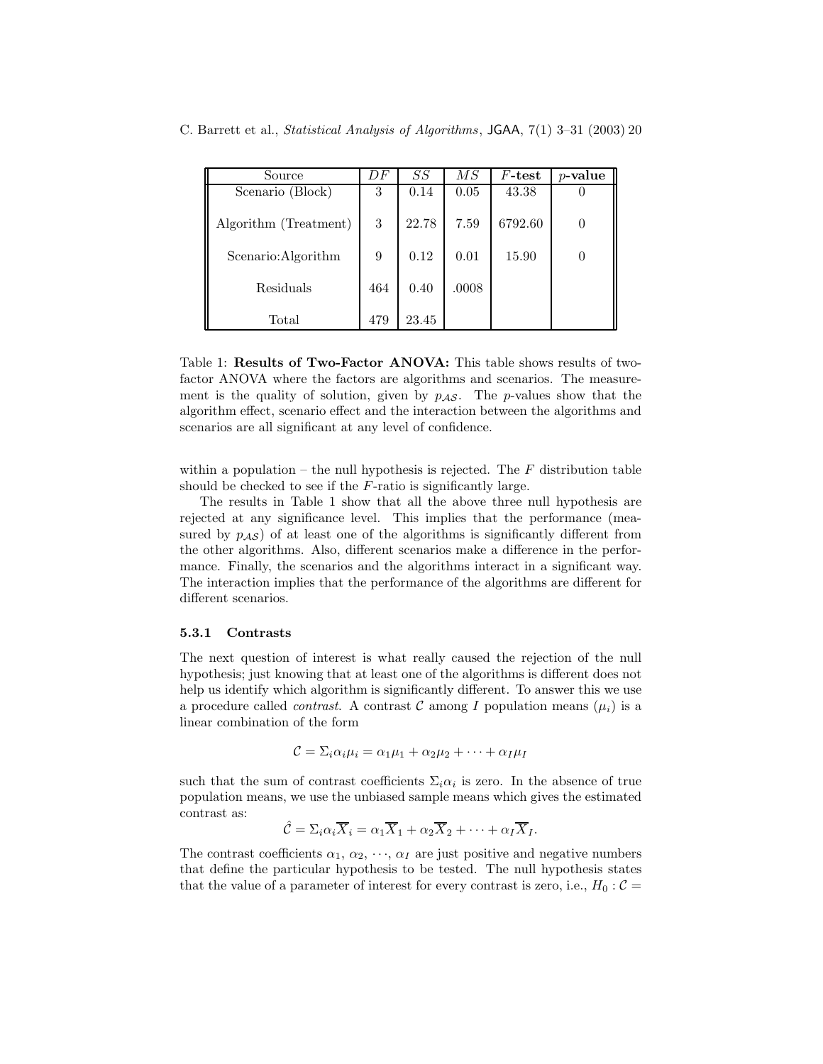| Source | $DF$ | $SS$ | $MS$ | **$F$-test** | **$p$-value** |
|---|---|---|---|---|---|
| Scenario (Block) | 3 | 0.14 | 0.05 | 43.38 | 0 |
| Algorithm (Treatment) | 3 | 22.78 | 7.59 | 6792.60 | 0 |
| Scenario:Algorithm | 9 | 0.12 | 0.01 | 15.90 | 0 |
| Residuals | 464 | 0.40 | .0008 | | |
| Total | 479 | 23.45 | | | |

Table 1: **Results of Two-Factor ANOVA:** This table shows results of two-factor ANOVA where the factors are algorithms and scenarios. The measurement is the quality of solution, given by $p_{\mathcal{AS}}$. The $p$-values show that the algorithm effect, scenario effect and the interaction between the algorithms and scenarios are all significant at any level of confidence.

within a population – the null hypothesis is rejected. The $F$ distribution table should be checked to see if the $F$-ratio is significantly large.

The results in Table 1 show that all the above three null hypothesis are rejected at any significance level. This implies that the performance (measured by $p_{\mathcal{AS}}$) of at least one of the algorithms is significantly different from the other algorithms. Also, different scenarios make a difference in the performance. Finally, the scenarios and the algorithms interact in a significant way. The interaction implies that the performance of the algorithms are different for different scenarios.

#### 5.3.1 Contrasts

The next question of interest is what really caused the rejection of the null hypothesis; just knowing that at least one of the algorithms is different does not help us identify which algorithm is significantly different. To answer this we use a procedure called *contrast*. A contrast $\mathcal{C}$ among $I$ population means ($\mu_i$) is a linear combination of the form

$$\mathcal{C} = \Sigma_i \alpha_i \mu_i = \alpha_1 \mu_1 + \alpha_2 \mu_2 + \cdots + \alpha_I \mu_I$$

such that the sum of contrast coefficients $\Sigma_i \alpha_i$ is zero. In the absence of true population means, we use the unbiased sample means which gives the estimated contrast as:

$$\hat{\mathcal{C}} = \Sigma_i \alpha_i \overline{X}_i = \alpha_1 \overline{X}_1 + \alpha_2 \overline{X}_2 + \cdots + \alpha_I \overline{X}_I.$$

The contrast coefficients $\alpha_1, \alpha_2, \cdots, \alpha_I$ are just positive and negative numbers that define the particular hypothesis to be tested. The null hypothesis states that the value of a parameter of interest for every contrast is zero, i.e., $H_0 : \mathcal{C} =$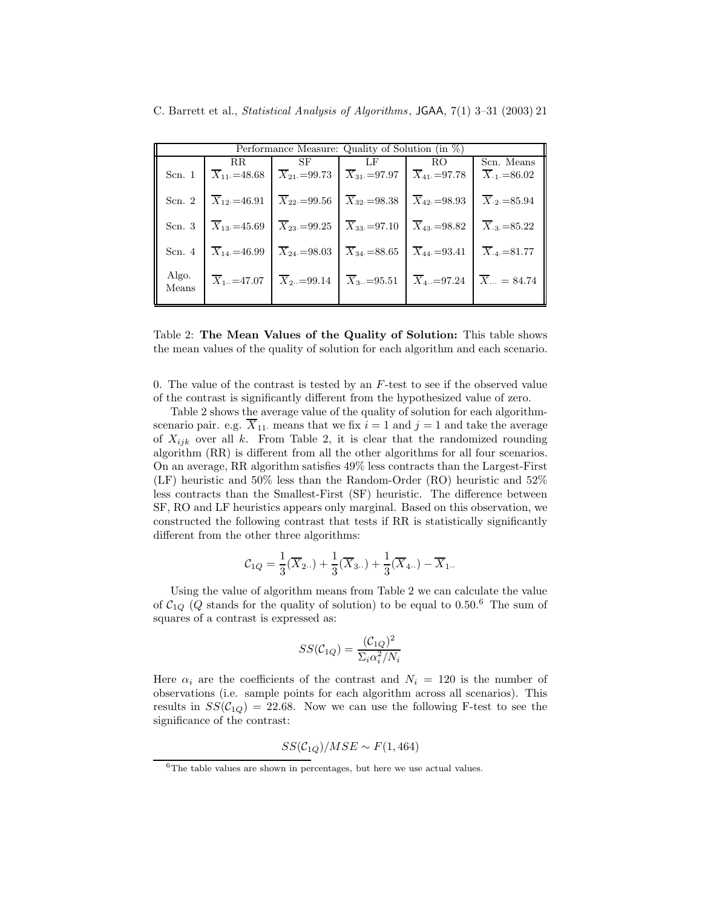| Performance Measure: Quality of Solution (in %) | | | | | |
|---|---|---|---|---|---|
| | RR | SF | LF | RO | Scn. Means |
| Scn. 1 | $\overline{X}_{11\cdot}$=48.68 | $\overline{X}_{21\cdot}$=99.73 | $\overline{X}_{31\cdot}$=97.97 | $\overline{X}_{41\cdot}$=97.78 | $\overline{X}_{\cdot 1\cdot}$=86.02 |
| Scn. 2 | $\overline{X}_{12\cdot}$=46.91 | $\overline{X}_{22\cdot}$=99.56 | $\overline{X}_{32\cdot}$=98.38 | $\overline{X}_{42\cdot}$=98.93 | $\overline{X}_{\cdot 2\cdot}$=85.94 |
| Scn. 3 | $\overline{X}_{13\cdot}$=45.69 | $\overline{X}_{23\cdot}$=99.25 | $\overline{X}_{33\cdot}$=97.10 | $\overline{X}_{43\cdot}$=98.82 | $\overline{X}_{\cdot 3\cdot}$=85.22 |
| Scn. 4 | $\overline{X}_{14\cdot}$=46.99 | $\overline{X}_{24\cdot}$=98.03 | $\overline{X}_{34\cdot}$=88.65 | $\overline{X}_{44\cdot}$=93.41 | $\overline{X}_{\cdot 4\cdot}$=81.77 |
| Algo. Means | $\overline{X}_{1\cdot\cdot}$=47.07 | $\overline{X}_{2\cdot\cdot}$=99.14 | $\overline{X}_{3\cdot\cdot}$=95.51 | $\overline{X}_{4\cdot\cdot}$=97.24 | $\overline{X}_{\cdot\cdot\cdot}$ = 84.74 |

Table 2: **The Mean Values of the Quality of Solution:** This table shows the mean values of the quality of solution for each algorithm and each scenario.

0. The value of the contrast is tested by an $F$-test to see if the observed value of the contrast is significantly different from the hypothesized value of zero.

Table 2 shows the average value of the quality of solution for each algorithm-scenario pair. e.g. $\overline{X}_{11\cdot}$ means that we fix $i = 1$ and $j = 1$ and take the average of $X_{ijk}$ over all $k$. From Table 2, it is clear that the randomized rounding algorithm (RR) is different from all the other algorithms for all four scenarios. On an average, RR algorithm satisfies 49% less contracts than the Largest-First (LF) heuristic and 50% less than the Random-Order (RO) heuristic and 52% less contracts than the Smallest-First (SF) heuristic. The difference between SF, RO and LF heuristics appears only marginal. Based on this observation, we constructed the following contrast that tests if RR is statistically significantly different from the other three algorithms:

$$\mathcal{C}_{1Q} = \frac{1}{3}(\overline{X}_{2\cdot\cdot}) + \frac{1}{3}(\overline{X}_{3\cdot\cdot}) + \frac{1}{3}(\overline{X}_{4\cdot\cdot}) - \overline{X}_{1\cdot\cdot}$$

Using the value of algorithm means from Table 2 we can calculate the value of $\mathcal{C}_{1Q}$ ($Q$ stands for the quality of solution) to be equal to 0.50.[6] The sum of squares of a contrast is expressed as:

$$SS(\mathcal{C}_{1Q}) = \frac{(\mathcal{C}_{1Q})^2}{\Sigma_i \alpha_i^2 / N_i}$$

Here $\alpha_i$ are the coefficients of the contrast and $N_i = 120$ is the number of observations (i.e. sample points for each algorithm across all scenarios). This results in $SS(\mathcal{C}_{1Q}) = 22.68$. Now we can use the following F-test to see the significance of the contrast:

$$SS(\mathcal{C}_{1Q})/MSE \sim F(1, 464)$$

[6] The table values are shown in percentages, but here we use actual values.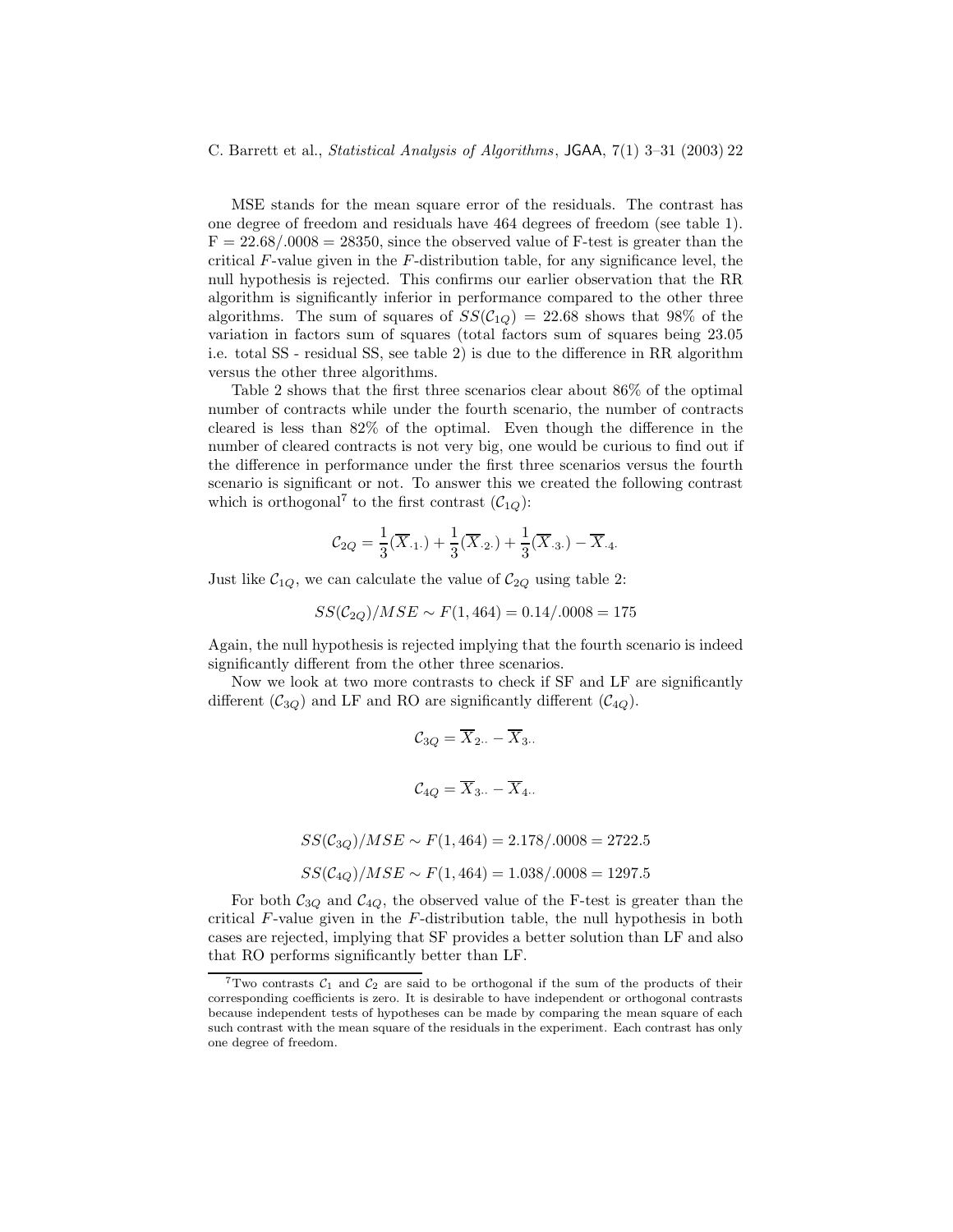MSE stands for the mean square error of the residuals. The contrast has one degree of freedom and residuals have 464 degrees of freedom (see table 1). F = 22.68/.0008 = 28350, since the observed value of F-test is greater than the critical $F$-value given in the $F$-distribution table, for any significance level, the null hypothesis is rejected. This confirms our earlier observation that the RR algorithm is significantly inferior in performance compared to the other three algorithms. The sum of squares of $SS(\mathcal{C}_{1Q}) = 22.68$ shows that 98% of the variation in factors sum of squares (total factors sum of squares being 23.05 i.e. total SS - residual SS, see table 2) is due to the difference in RR algorithm versus the other three algorithms.

Table 2 shows that the first three scenarios clear about 86% of the optimal number of contracts while under the fourth scenario, the number of contracts cleared is less than 82% of the optimal. Even though the difference in the number of cleared contracts is not very big, one would be curious to find out if the difference in performance under the first three scenarios versus the fourth scenario is significant or not. To answer this we created the following contrast which is orthogonal[7] to the first contrast ($\mathcal{C}_{1Q}$):

$$\mathcal{C}_{2Q} = \frac{1}{3}(\overline{X}_{.1.}) + \frac{1}{3}(\overline{X}_{.2.}) + \frac{1}{3}(\overline{X}_{.3.}) - \overline{X}_{.4.}$$

Just like $\mathcal{C}_{1Q}$, we can calculate the value of $\mathcal{C}_{2Q}$ using table 2:

$$SS(\mathcal{C}_{2Q})/MSE \sim F(1, 464) = 0.14/.0008 = 175$$

Again, the null hypothesis is rejected implying that the fourth scenario is indeed significantly different from the other three scenarios.

Now we look at two more contrasts to check if SF and LF are significantly different ($\mathcal{C}_{3Q}$) and LF and RO are significantly different ($\mathcal{C}_{4Q}$).

$$\mathcal{C}_{3Q} = \overline{X}_{2..} - \overline{X}_{3..}$$

$$\mathcal{C}_{4Q} = \overline{X}_{3..} - \overline{X}_{4..}$$

$$SS(\mathcal{C}_{3Q})/MSE \sim F(1, 464) = 2.178/.0008 = 2722.5$$

$$SS(\mathcal{C}_{4Q})/MSE \sim F(1, 464) = 1.038/.0008 = 1297.5$$

For both $\mathcal{C}_{3Q}$ and $\mathcal{C}_{4Q}$, the observed value of the F-test is greater than the critical $F$-value given in the $F$-distribution table, the null hypothesis in both cases are rejected, implying that SF provides a better solution than LF and also that RO performs significantly better than LF.

[7] Two contrasts $\mathcal{C}_1$ and $\mathcal{C}_2$ are said to be orthogonal if the sum of the products of their corresponding coefficients is zero. It is desirable to have independent or orthogonal contrasts because independent tests of hypotheses can be made by comparing the mean square of each such contrast with the mean square of the residuals in the experiment. Each contrast has only one degree of freedom.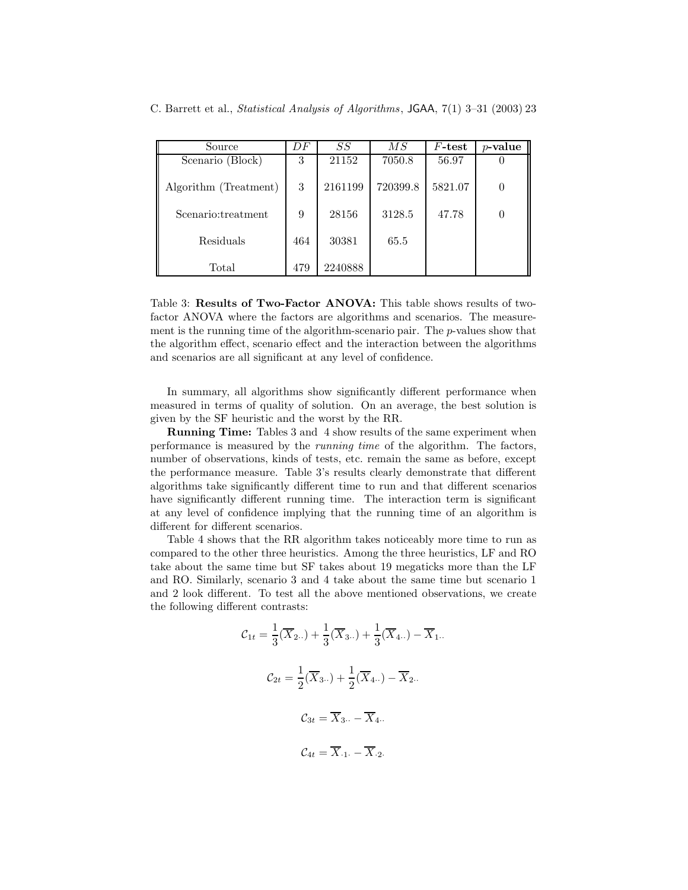| Source | $DF$ | $SS$ | $MS$ | $F$-test | $p$-value |
|---|---|---|---|---|---|
| Scenario (Block) | 3 | 21152 | 7050.8 | 56.97 | 0 |
| Algorithm (Treatment) | 3 | 2161199 | 720399.8 | 5821.07 | 0 |
| Scenario:treatment | 9 | 28156 | 3128.5 | 47.78 | 0 |
| Residuals | 464 | 30381 | 65.5 | | |
| Total | 479 | 2240888 | | | |

Table 3: **Results of Two-Factor ANOVA:** This table shows results of two-factor ANOVA where the factors are algorithms and scenarios. The measurement is the running time of the algorithm-scenario pair. The $p$-values show that the algorithm effect, scenario effect and the interaction between the algorithms and scenarios are all significant at any level of confidence.

In summary, all algorithms show significantly different performance when measured in terms of quality of solution. On an average, the best solution is given by the SF heuristic and the worst by the RR.

**Running Time:** Tables 3 and 4 show results of the same experiment when performance is measured by the *running time* of the algorithm. The factors, number of observations, kinds of tests, etc. remain the same as before, except the performance measure. Table 3's results clearly demonstrate that different algorithms take significantly different time to run and that different scenarios have significantly different running time. The interaction term is significant at any level of confidence implying that the running time of an algorithm is different for different scenarios.

Table 4 shows that the RR algorithm takes noticeably more time to run as compared to the other three heuristics. Among the three heuristics, LF and RO take about the same time but SF takes about 19 megaticks more than the LF and RO. Similarly, scenario 3 and 4 take about the same time but scenario 1 and 2 look different. To test all the above mentioned observations, we create the following different contrasts:

$$\mathcal{C}_{1t} = \frac{1}{3}(\overline{X}_{2\cdot\cdot}) + \frac{1}{3}(\overline{X}_{3\cdot\cdot}) + \frac{1}{3}(\overline{X}_{4\cdot\cdot}) - \overline{X}_{1\cdot\cdot}$$

$$\mathcal{C}_{2t} = \frac{1}{2}(\overline{X}_{3\cdot\cdot}) + \frac{1}{2}(\overline{X}_{4\cdot\cdot}) - \overline{X}_{2\cdot\cdot}$$

$$\mathcal{C}_{3t} = \overline{X}_{3\cdot\cdot} - \overline{X}_{4\cdot\cdot}$$

$$\mathcal{C}_{4t} = \overline{X}_{\cdot 1\cdot} - \overline{X}_{\cdot 2\cdot}$$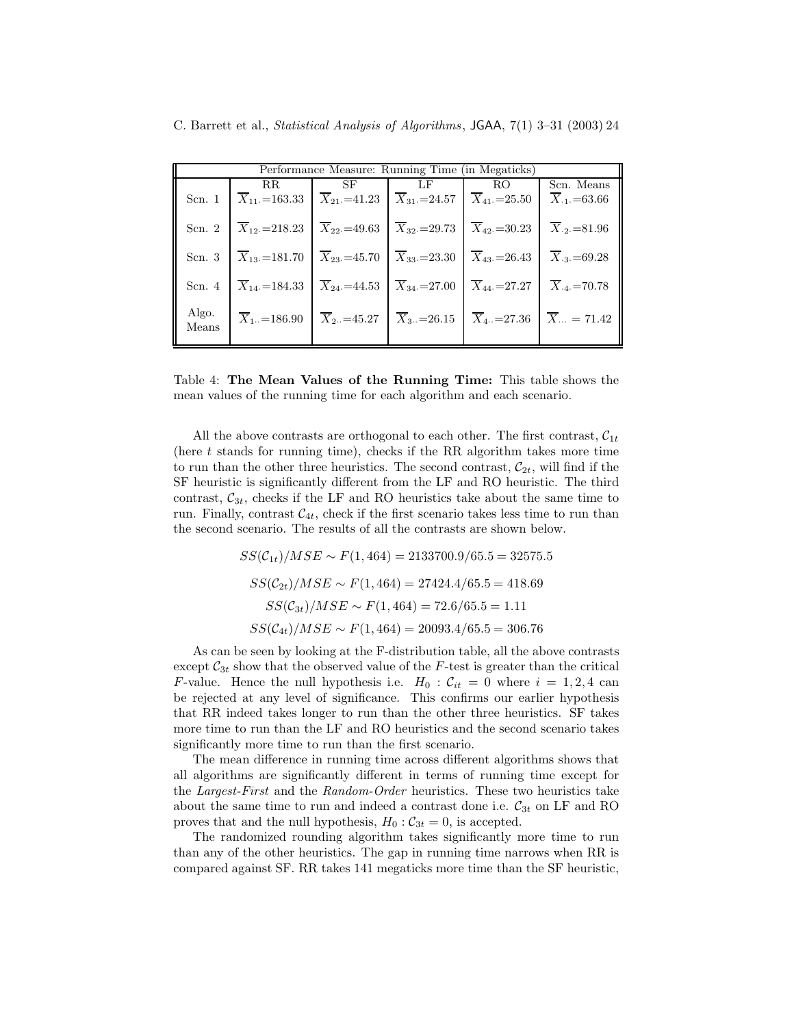| Performance Measure: Running Time (in Megaticks) | | | | | |
|---|---|---|---|---|---|
| | RR | SF | LF | RO | Scn. Means |
| Scn. 1 | $\overline{X}_{11\cdot}$=163.33 | $\overline{X}_{21\cdot}$=41.23 | $\overline{X}_{31\cdot}$=24.57 | $\overline{X}_{41\cdot}$=25.50 | $\overline{X}_{\cdot 1\cdot}$=63.66 |
| Scn. 2 | $\overline{X}_{12\cdot}$=218.23 | $\overline{X}_{22\cdot}$=49.63 | $\overline{X}_{32\cdot}$=29.73 | $\overline{X}_{42\cdot}$=30.23 | $\overline{X}_{\cdot 2\cdot}$=81.96 |
| Scn. 3 | $\overline{X}_{13\cdot}$=181.70 | $\overline{X}_{23\cdot}$=45.70 | $\overline{X}_{33\cdot}$=23.30 | $\overline{X}_{43\cdot}$=26.43 | $\overline{X}_{\cdot 3\cdot}$=69.28 |
| Scn. 4 | $\overline{X}_{14\cdot}$=184.33 | $\overline{X}_{24\cdot}$=44.53 | $\overline{X}_{34\cdot}$=27.00 | $\overline{X}_{44\cdot}$=27.27 | $\overline{X}_{\cdot 4\cdot}$=70.78 |
| Algo. Means | $\overline{X}_{1\cdot\cdot}$=186.90 | $\overline{X}_{2\cdot\cdot}$=45.27 | $\overline{X}_{3\cdot\cdot}$=26.15 | $\overline{X}_{4\cdot\cdot}$=27.36 | $\overline{X}_{\cdot\cdot\cdot}$ = 71.42 |

Table 4: **The Mean Values of the Running Time:** This table shows the mean values of the running time for each algorithm and each scenario.

All the above contrasts are orthogonal to each other. The first contrast, $\mathcal{C}_{1t}$ (here $t$ stands for running time), checks if the RR algorithm takes more time to run than the other three heuristics. The second contrast, $\mathcal{C}_{2t}$, will find if the SF heuristic is significantly different from the LF and RO heuristic. The third contrast, $\mathcal{C}_{3t}$, checks if the LF and RO heuristics take about the same time to run. Finally, contrast $\mathcal{C}_{4t}$, check if the first scenario takes less time to run than the second scenario. The results of all the contrasts are shown below.

$$SS(\mathcal{C}_{1t})/MSE \sim F(1, 464) = 2133700.9/65.5 = 32575.5$$

$$SS(\mathcal{C}_{2t})/MSE \sim F(1, 464) = 27424.4/65.5 = 418.69$$

$$SS(\mathcal{C}_{3t})/MSE \sim F(1, 464) = 72.6/65.5 = 1.11$$

$$SS(\mathcal{C}_{4t})/MSE \sim F(1, 464) = 20093.4/65.5 = 306.76$$

As can be seen by looking at the F-distribution table, all the above contrasts except $\mathcal{C}_{3t}$ show that the observed value of the $F$-test is greater than the critical $F$-value. Hence the null hypothesis i.e. $H_0 : \mathcal{C}_{it} = 0$ where $i = 1, 2, 4$ can be rejected at any level of significance. This confirms our earlier hypothesis that RR indeed takes longer to run than the other three heuristics. SF takes more time to run than the LF and RO heuristics and the second scenario takes significantly more time to run than the first scenario.

The mean difference in running time across different algorithms shows that all algorithms are significantly different in terms of running time except for the *Largest-First* and the *Random-Order* heuristics. These two heuristics take about the same time to run and indeed a contrast done i.e. $\mathcal{C}_{3t}$ on LF and RO proves that and the null hypothesis, $H_0 : \mathcal{C}_{3t} = 0$, is accepted.

The randomized rounding algorithm takes significantly more time to run than any of the other heuristics. The gap in running time narrows when RR is compared against SF. RR takes 141 megaticks more time than the SF heuristic,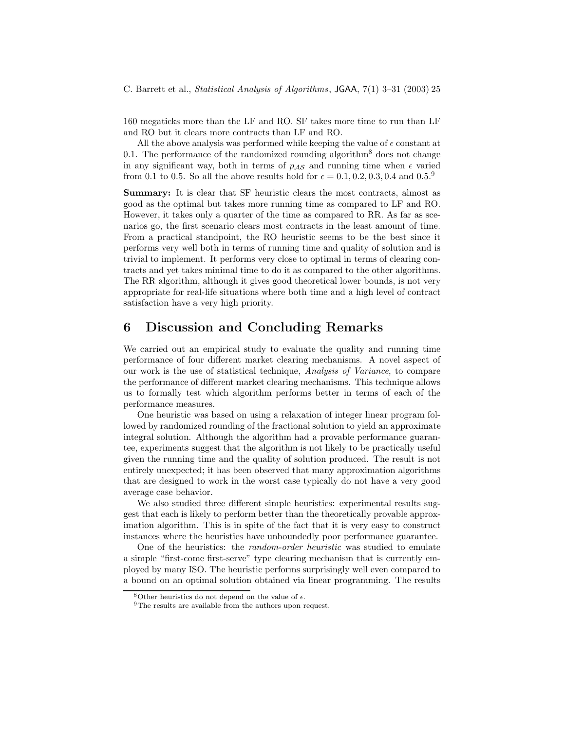160 megaticks more than the LF and RO. SF takes more time to run than LF and RO but it clears more contracts than LF and RO.

All the above analysis was performed while keeping the value of $\epsilon$ constant at 0.1. The performance of the randomized rounding algorithm[8] does not change in any significant way, both in terms of $p_{\mathcal{AS}}$ and running time when $\epsilon$ varied from 0.1 to 0.5. So all the above results hold for $\epsilon = 0.1, 0.2, 0.3, 0.4$ and $0.5$.[9]

**Summary:** It is clear that SF heuristic clears the most contracts, almost as good as the optimal but takes more running time as compared to LF and RO. However, it takes only a quarter of the time as compared to RR. As far as scenarios go, the first scenario clears most contracts in the least amount of time. From a practical standpoint, the RO heuristic seems to be the best since it performs very well both in terms of running time and quality of solution and is trivial to implement. It performs very close to optimal in terms of clearing contracts and yet takes minimal time to do it as compared to the other algorithms. The RR algorithm, although it gives good theoretical lower bounds, is not very appropriate for real-life situations where both time and a high level of contract satisfaction have a very high priority.

# 6 Discussion and Concluding Remarks

We carried out an empirical study to evaluate the quality and running time performance of four different market clearing mechanisms. A novel aspect of our work is the use of statistical technique, *Analysis of Variance*, to compare the performance of different market clearing mechanisms. This technique allows us to formally test which algorithm performs better in terms of each of the performance measures.

One heuristic was based on using a relaxation of integer linear program followed by randomized rounding of the fractional solution to yield an approximate integral solution. Although the algorithm had a provable performance guarantee, experiments suggest that the algorithm is not likely to be practically useful given the running time and the quality of solution produced. The result is not entirely unexpected; it has been observed that many approximation algorithms that are designed to work in the worst case typically do not have a very good average case behavior.

We also studied three different simple heuristics: experimental results suggest that each is likely to perform better than the theoretically provable approximation algorithm. This is in spite of the fact that it is very easy to construct instances where the heuristics have unboundedly poor performance guarantee.

One of the heuristics: the *random-order heuristic* was studied to emulate a simple "first-come first-serve" type clearing mechanism that is currently employed by many ISO. The heuristic performs surprisingly well even compared to a bound on an optimal solution obtained via linear programming. The results

[8]Other heuristics do not depend on the value of $\epsilon$.

[9]The results are available from the authors upon request.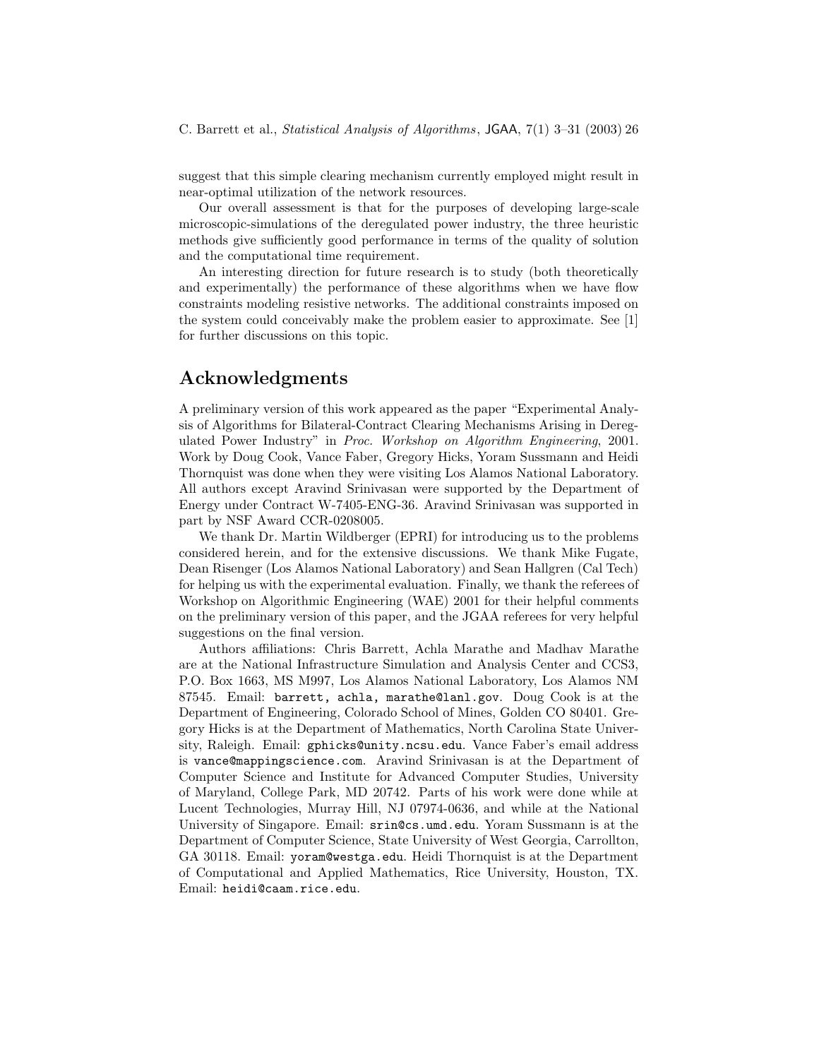suggest that this simple clearing mechanism currently employed might result in near-optimal utilization of the network resources.

Our overall assessment is that for the purposes of developing large-scale microscopic-simulations of the deregulated power industry, the three heuristic methods give sufficiently good performance in terms of the quality of solution and the computational time requirement.

An interesting direction for future research is to study (both theoretically and experimentally) the performance of these algorithms when we have flow constraints modeling resistive networks. The additional constraints imposed on the system could conceivably make the problem easier to approximate. See [1] for further discussions on this topic.

## Acknowledgments

A preliminary version of this work appeared as the paper "Experimental Analysis of Algorithms for Bilateral-Contract Clearing Mechanisms Arising in Deregulated Power Industry" in *Proc. Workshop on Algorithm Engineering*, 2001. Work by Doug Cook, Vance Faber, Gregory Hicks, Yoram Sussmann and Heidi Thornquist was done when they were visiting Los Alamos National Laboratory. All authors except Aravind Srinivasan were supported by the Department of Energy under Contract W-7405-ENG-36. Aravind Srinivasan was supported in part by NSF Award CCR-0208005.

We thank Dr. Martin Wildberger (EPRI) for introducing us to the problems considered herein, and for the extensive discussions. We thank Mike Fugate, Dean Risenger (Los Alamos National Laboratory) and Sean Hallgren (Cal Tech) for helping us with the experimental evaluation. Finally, we thank the referees of Workshop on Algorithmic Engineering (WAE) 2001 for their helpful comments on the preliminary version of this paper, and the JGAA referees for very helpful suggestions on the final version.

Authors affiliations: Chris Barrett, Achla Marathe and Madhav Marathe are at the National Infrastructure Simulation and Analysis Center and CCS3, P.O. Box 1663, MS M997, Los Alamos National Laboratory, Los Alamos NM 87545. Email: `barrett, achla, marathe@lanl.gov`. Doug Cook is at the Department of Engineering, Colorado School of Mines, Golden CO 80401. Gregory Hicks is at the Department of Mathematics, North Carolina State University, Raleigh. Email: `gphicks@unity.ncsu.edu`. Vance Faber's email address is `vance@mappingscience.com`. Aravind Srinivasan is at the Department of Computer Science and Institute for Advanced Computer Studies, University of Maryland, College Park, MD 20742. Parts of his work were done while at Lucent Technologies, Murray Hill, NJ 07974-0636, and while at the National University of Singapore. Email: `srin@cs.umd.edu`. Yoram Sussmann is at the Department of Computer Science, State University of West Georgia, Carrollton, GA 30118. Email: `yoram@westga.edu`. Heidi Thornquist is at the Department of Computational and Applied Mathematics, Rice University, Houston, TX. Email: `heidi@caam.rice.edu`.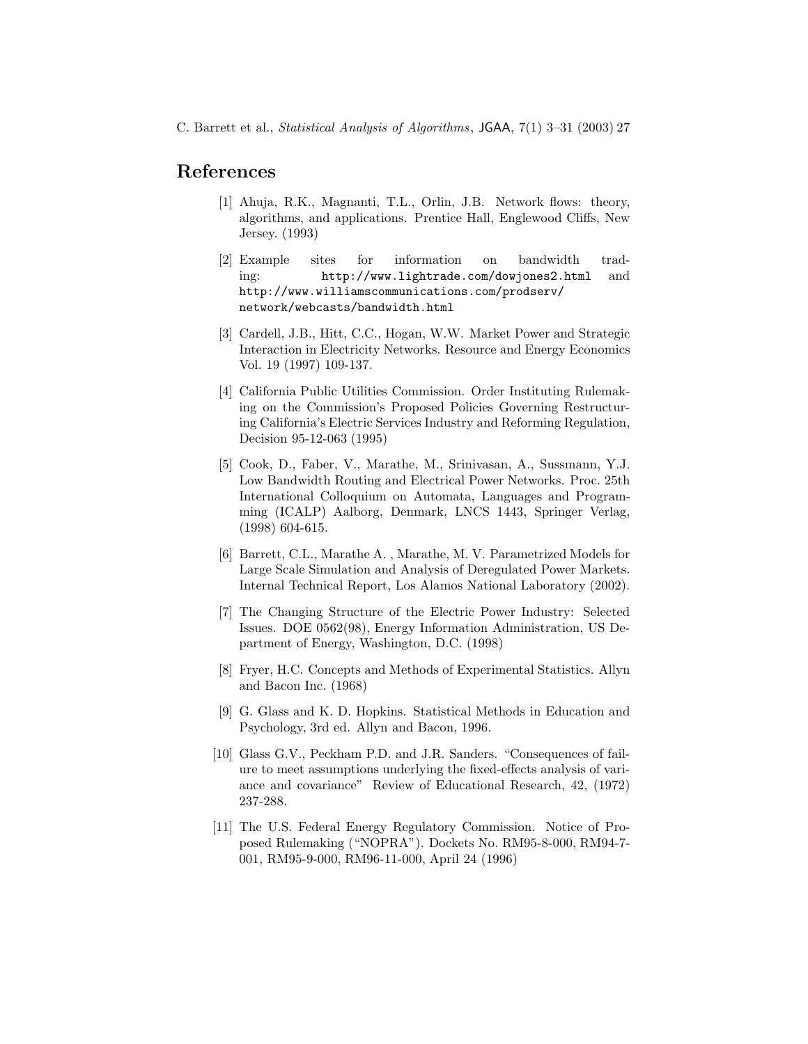# References

[1] Ahuja, R.K., Magnanti, T.L., Orlin, J.B. Network flows: theory, algorithms, and applications. Prentice Hall, Englewood Cliffs, New Jersey. (1993)

[2] Example sites for information on bandwidth trading: http://www.lightrade.com/dowjones2.html and http://www.williamscommunications.com/prodserv/network/webcasts/bandwidth.html

[3] Cardell, J.B., Hitt, C.C., Hogan, W.W. Market Power and Strategic Interaction in Electricity Networks. Resource and Energy Economics Vol. 19 (1997) 109-137.

[4] California Public Utilities Commission. Order Instituting Rulemaking on the Commission's Proposed Policies Governing Restructuring California's Electric Services Industry and Reforming Regulation, Decision 95-12-063 (1995)

[5] Cook, D., Faber, V., Marathe, M., Srinivasan, A., Sussmann, Y.J. Low Bandwidth Routing and Electrical Power Networks. Proc. 25th International Colloquium on Automata, Languages and Programming (ICALP) Aalborg, Denmark, LNCS 1443, Springer Verlag, (1998) 604-615.

[6] Barrett, C.L., Marathe A. , Marathe, M. V. Parametrized Models for Large Scale Simulation and Analysis of Deregulated Power Markets. Internal Technical Report, Los Alamos National Laboratory (2002).

[7] The Changing Structure of the Electric Power Industry: Selected Issues. DOE 0562(98), Energy Information Administration, US Department of Energy, Washington, D.C. (1998)

[8] Fryer, H.C. Concepts and Methods of Experimental Statistics. Allyn and Bacon Inc. (1968)

[9] G. Glass and K. D. Hopkins. Statistical Methods in Education and Psychology, 3rd ed. Allyn and Bacon, 1996.

[10] Glass G.V., Peckham P.D. and J.R. Sanders. "Consequences of failure to meet assumptions underlying the fixed-effects analysis of variance and covariance" Review of Educational Research, 42, (1972) 237-288.

[11] The U.S. Federal Energy Regulatory Commission. Notice of Proposed Rulemaking ("NOPRA"). Dockets No. RM95-8-000, RM94-7-001, RM95-9-000, RM96-11-000, April 24 (1996)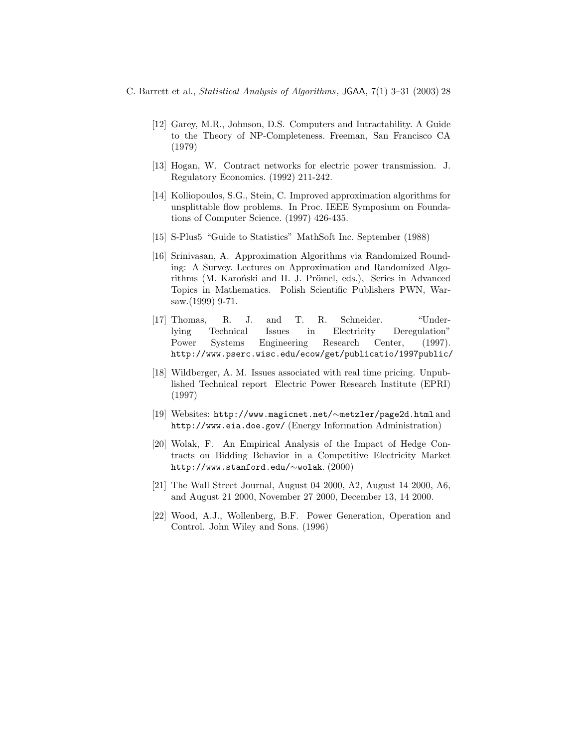[12] Garey, M.R., Johnson, D.S. Computers and Intractability. A Guide to the Theory of NP-Completeness. Freeman, San Francisco CA (1979)

[13] Hogan, W. Contract networks for electric power transmission. J. Regulatory Economics. (1992) 211-242.

[14] Kolliopoulos, S.G., Stein, C. Improved approximation algorithms for unsplittable flow problems. In Proc. IEEE Symposium on Foundations of Computer Science. (1997) 426-435.

[15] S-Plus5 "Guide to Statistics" MathSoft Inc. September (1988)

[16] Srinivasan, A. Approximation Algorithms via Randomized Rounding: A Survey. Lectures on Approximation and Randomized Algorithms (M. Karoński and H. J. Prömel, eds.), Series in Advanced Topics in Mathematics. Polish Scientific Publishers PWN, Warsaw.(1999) 9-71.

[17] Thomas, R. J. and T. R. Schneider. "Underlying Technical Issues in Electricity Deregulation" Power Systems Engineering Research Center, (1997). http://www.pserc.wisc.edu/ecow/get/publicatio/1997public/

[18] Wildberger, A. M. Issues associated with real time pricing. Unpublished Technical report Electric Power Research Institute (EPRI) (1997)

[19] Websites: http://www.magicnet.net/∼metzler/page2d.html and http://www.eia.doe.gov/ (Energy Information Administration)

[20] Wolak, F. An Empirical Analysis of the Impact of Hedge Contracts on Bidding Behavior in a Competitive Electricity Market http://www.stanford.edu/∼wolak. (2000)

[21] The Wall Street Journal, August 04 2000, A2, August 14 2000, A6, and August 21 2000, November 27 2000, December 13, 14 2000.

[22] Wood, A.J., Wollenberg, B.F. Power Generation, Operation and Control. John Wiley and Sons. (1996)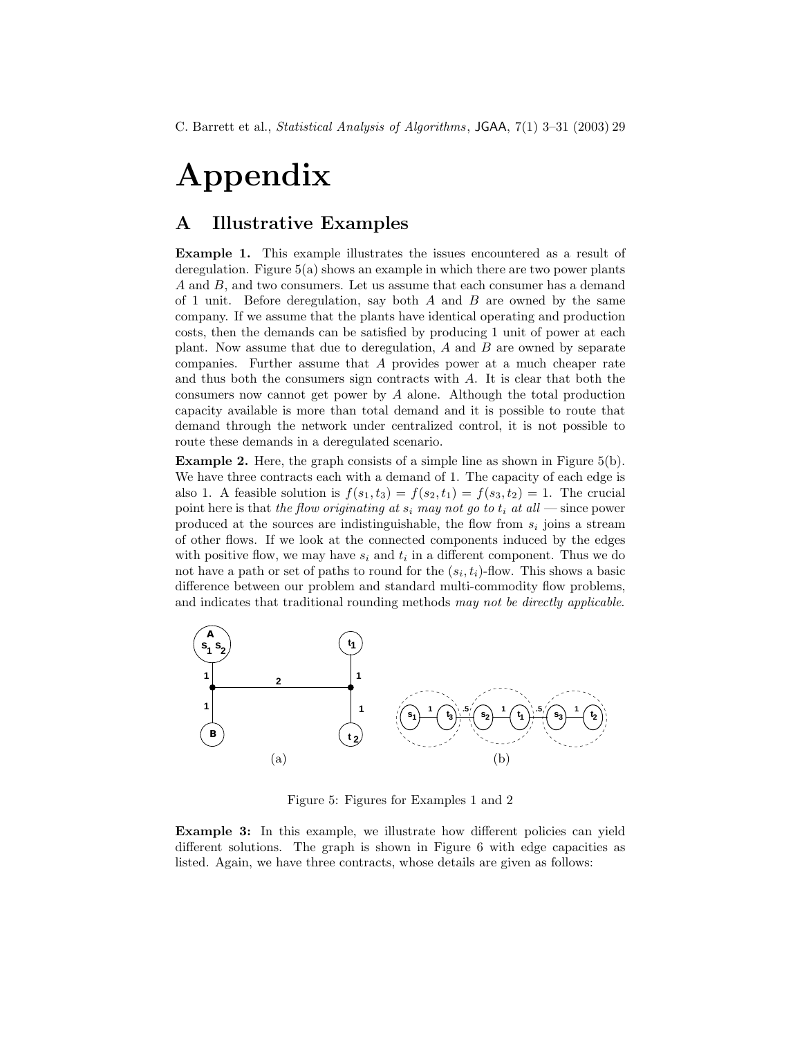# Appendix

## A Illustrative Examples

**Example 1.** This example illustrates the issues encountered as a result of deregulation. Figure 5(a) shows an example in which there are two power plants $A$ and $B$, and two consumers. Let us assume that each consumer has a demand of 1 unit. Before deregulation, say both $A$ and $B$ are owned by the same company. If we assume that the plants have identical operating and production costs, then the demands can be satisfied by producing 1 unit of power at each plant. Now assume that due to deregulation, $A$ and $B$ are owned by separate companies. Further assume that $A$ provides power at a much cheaper rate and thus both the consumers sign contracts with $A$. It is clear that both the consumers now cannot get power by $A$ alone. Although the total production capacity available is more than total demand and it is possible to route that demand through the network under centralized control, it is not possible to route these demands in a deregulated scenario.

**Example 2.** Here, the graph consists of a simple line as shown in Figure 5(b). We have three contracts each with a demand of 1. The capacity of each edge is also 1. A feasible solution is $f(s_1, t_3) = f(s_2, t_1) = f(s_3, t_2) = 1$. The crucial point here is that *the flow originating at $s_i$ may not go to $t_i$ at all* — since power produced at the sources are indistinguishable, the flow from $s_i$ joins a stream of other flows. If we look at the connected components induced by the edges with positive flow, we may have $s_i$ and $t_i$ in a different component. Thus we do not have a path or set of paths to round for the $(s_i, t_i)$-flow. This shows a basic difference between our problem and standard multi-commodity flow problems, and indicates that traditional rounding methods *may not be directly applicable*.

Figure 5: Figures for Examples 1 and 2

**Example 3:** In this example, we illustrate how different policies can yield different solutions. The graph is shown in Figure 6 with edge capacities as listed. Again, we have three contracts, whose details are given as follows: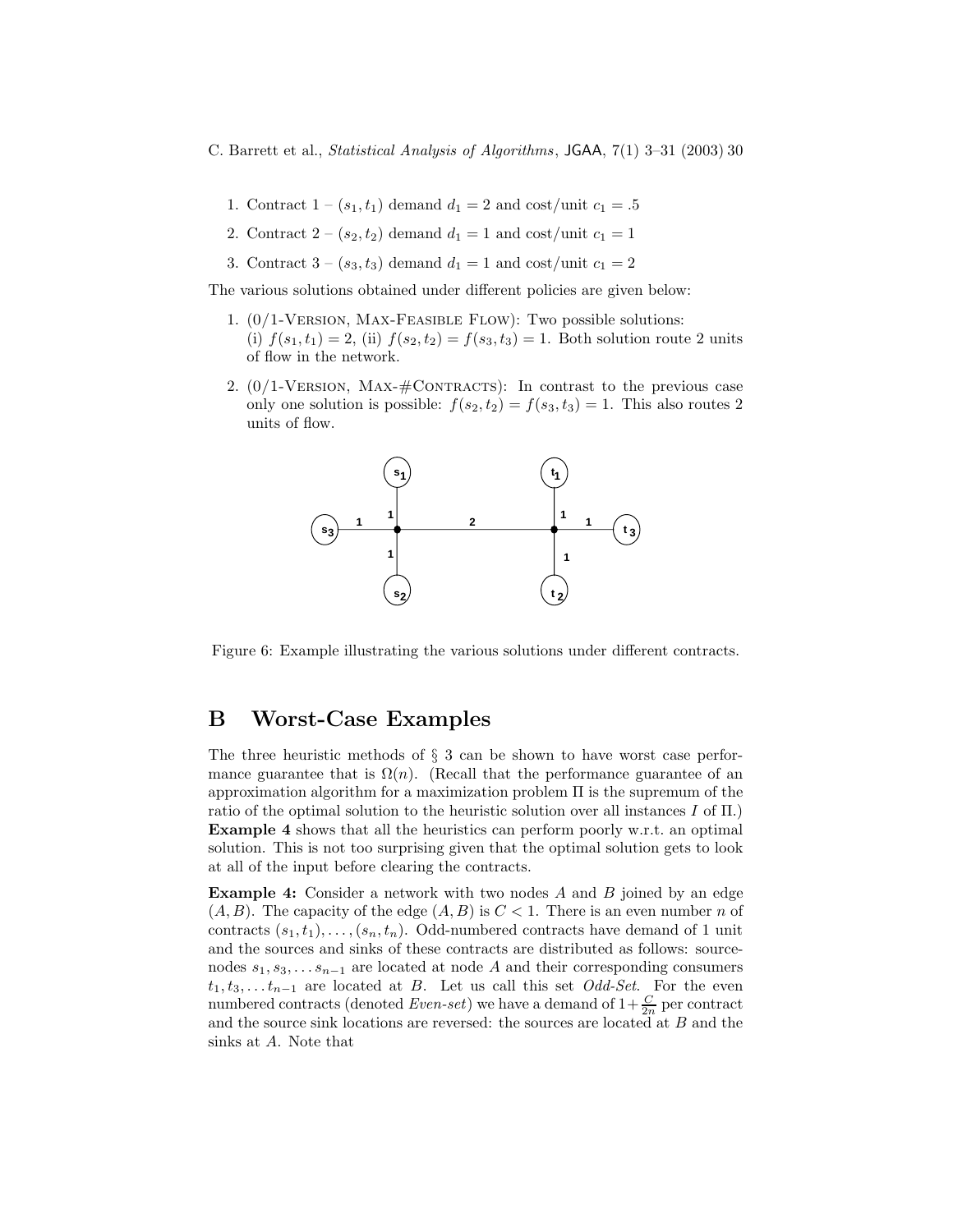1. Contract 1 – $(s_1, t_1)$ demand $d_1 = 2$ and cost/unit $c_1 = .5$
2. Contract 2 – $(s_2, t_2)$ demand $d_1 = 1$ and cost/unit $c_1 = 1$
3. Contract 3 – $(s_3, t_3)$ demand $d_1 = 1$ and cost/unit $c_1 = 2$

The various solutions obtained under different policies are given below:

1. (0/1-Version, Max-Feasible Flow): Two possible solutions: (i) $f(s_1, t_1) = 2$, (ii) $f(s_2, t_2) = f(s_3, t_3) = 1$. Both solution route 2 units of flow in the network.
2. (0/1-Version, Max-#Contracts): In contrast to the previous case only one solution is possible: $f(s_2, t_2) = f(s_3, t_3) = 1$. This also routes 2 units of flow.

Figure 6: Example illustrating the various solutions under different contracts.

## B Worst-Case Examples

The three heuristic methods of § 3 can be shown to have worst case performance guarantee that is $\Omega(n)$. (Recall that the performance guarantee of an approximation algorithm for a maximization problem $\Pi$ is the supremum of the ratio of the optimal solution to the heuristic solution over all instances $I$ of $\Pi$.) **Example 4** shows that all the heuristics can perform poorly w.r.t. an optimal solution. This is not too surprising given that the optimal solution gets to look at all of the input before clearing the contracts.

**Example 4:** Consider a network with two nodes $A$ and $B$ joined by an edge $(A, B)$. The capacity of the edge $(A, B)$ is $C < 1$. There is an even number $n$ of contracts $(s_1, t_1), \ldots, (s_n, t_n)$. Odd-numbered contracts have demand of 1 unit and the sources and sinks of these contracts are distributed as follows: source-nodes $s_1, s_3, \ldots s_{n-1}$ are located at node $A$ and their corresponding consumers $t_1, t_3, \ldots t_{n-1}$ are located at $B$. Let us call this set *Odd-Set*. For the even numbered contracts (denoted *Even-set*) we have a demand of $1 + \frac{C}{2n}$ per contract and the source sink locations are reversed: the sources are located at $B$ and the sinks at $A$. Note that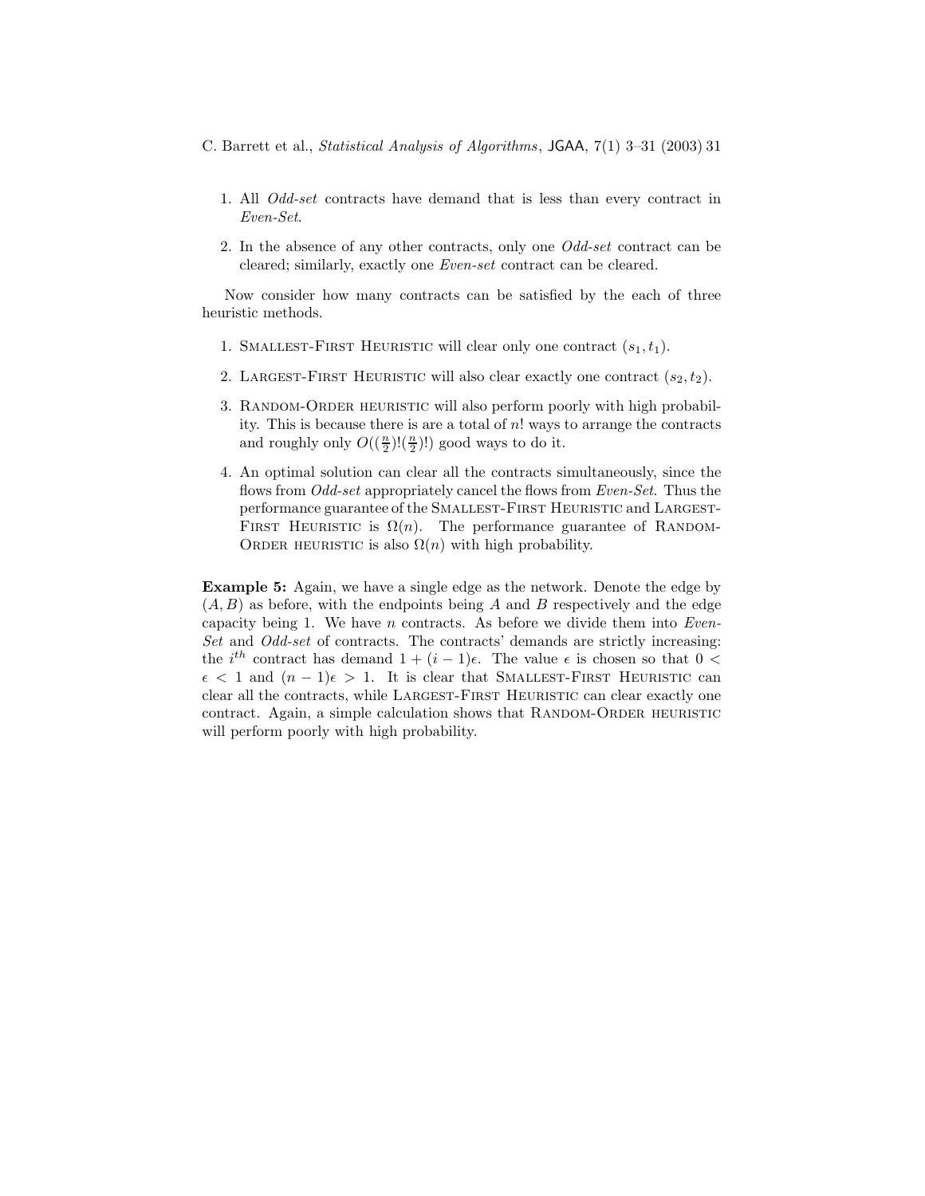1. All *Odd-set* contracts have demand that is less than every contract in *Even-Set*.

2. In the absence of any other contracts, only one *Odd-set* contract can be cleared; similarly, exactly one *Even-set* contract can be cleared.

Now consider how many contracts can be satisfied by the each of three heuristic methods.

1. Smallest-First Heuristic will clear only one contract $(s_1, t_1)$.

2. Largest-First Heuristic will also clear exactly one contract $(s_2, t_2)$.

3. Random-Order heuristic will also perform poorly with high probability. This is because there is are a total of $n!$ ways to arrange the contracts and roughly only $O((\frac{n}{2})!(\frac{n}{2})!)$ good ways to do it.

4. An optimal solution can clear all the contracts simultaneously, since the flows from *Odd-set* appropriately cancel the flows from *Even-Set*. Thus the performance guarantee of the Smallest-First Heuristic and Largest-First Heuristic is $\Omega(n)$. The performance guarantee of Random-Order heuristic is also $\Omega(n)$ with high probability.

**Example 5:** Again, we have a single edge as the network. Denote the edge by $(A, B)$ as before, with the endpoints being $A$ and $B$ respectively and the edge capacity being 1. We have $n$ contracts. As before we divide them into *Even-Set* and *Odd-set* of contracts. The contracts' demands are strictly increasing: the $i^{th}$ contract has demand $1 + (i-1)\epsilon$. The value $\epsilon$ is chosen so that $0 < \epsilon < 1$ and $(n-1)\epsilon > 1$. It is clear that Smallest-First Heuristic can clear all the contracts, while Largest-First Heuristic can clear exactly one contract. Again, a simple calculation shows that Random-Order heuristic will perform poorly with high probability.